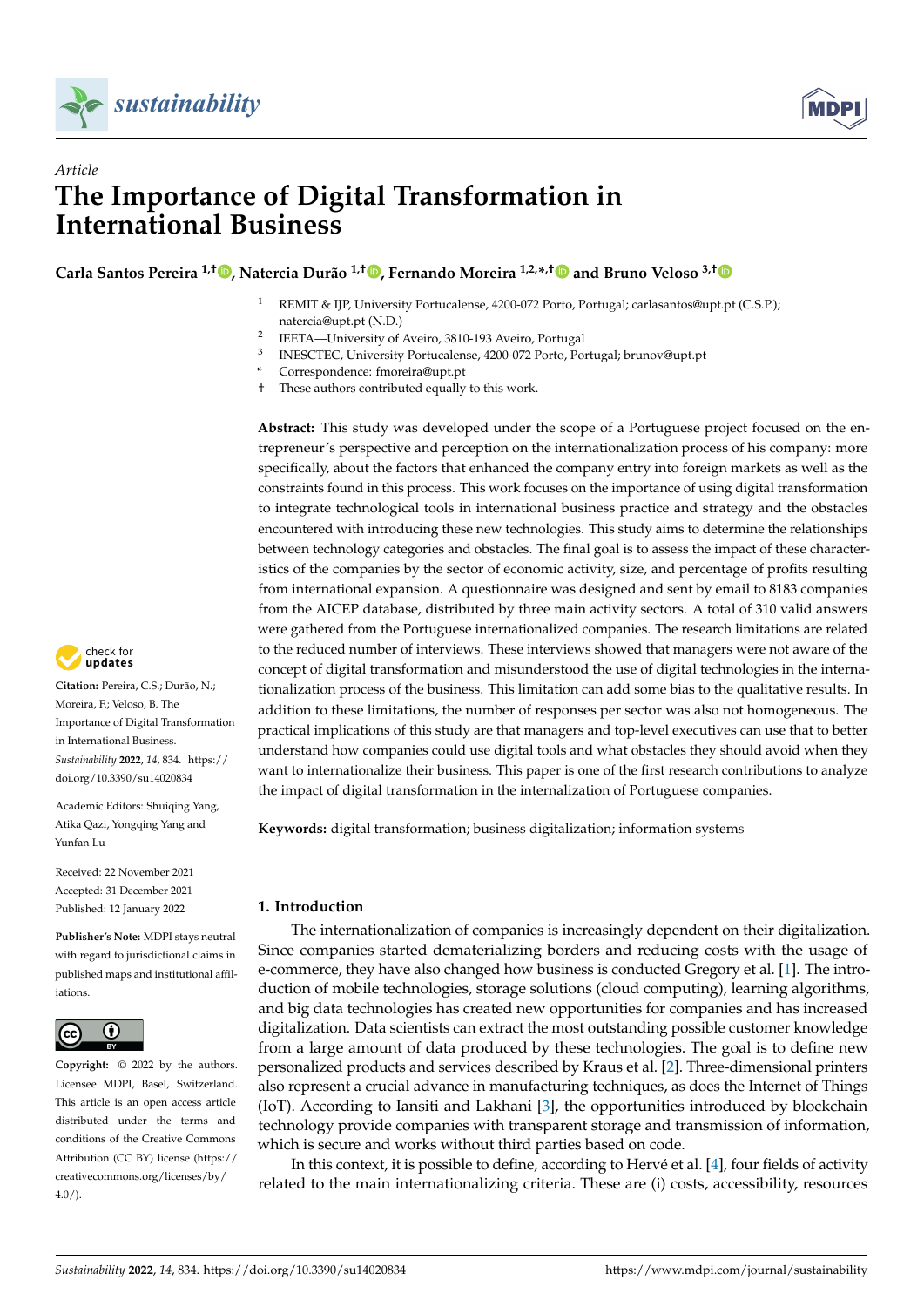*Article*

# The Importance of Digital Transformation in International Business

**Carla Santos Pereira [1,†], Natercia Durão [1,†], Fernando Moreira [1,2,*,†] and Bruno Veloso [3,†]**

[1] REMIT & IJP, University Portucalense, 4200-072 Porto, Portugal; carlasantos@upt.pt (C.S.P.); natercia@upt.pt (N.D.)
[2] IEETA—University of Aveiro, 3810-193 Aveiro, Portugal
[3] INESCTEC, University Portucalense, 4200-072 Porto, Portugal; brunov@upt.pt
[*] Correspondence: fmoreira@upt.pt
[†] These authors contributed equally to this work.

**Citation:** Pereira, C.S.; Durão, N.; Moreira, F.; Veloso, B. The Importance of Digital Transformation in International Business. *Sustainability* **2022**, *14*, 834. https://doi.org/10.3390/su14020834

Academic Editors: Shuiqing Yang, Atika Qazi, Yongqing Yang and Yunfan Lu

Received: 22 November 2021
Accepted: 31 December 2021
Published: 12 January 2022

**Publisher's Note:** MDPI stays neutral with regard to jurisdictional claims in published maps and institutional affiliations.

**Copyright:** © 2022 by the authors. Licensee MDPI, Basel, Switzerland. This article is an open access article distributed under the terms and conditions of the Creative Commons Attribution (CC BY) license (https://creativecommons.org/licenses/by/4.0/).

**Abstract:** This study was developed under the scope of a Portuguese project focused on the entrepreneur's perspective and perception on the internationalization process of his company: more specifically, about the factors that enhanced the company entry into foreign markets as well as the constraints found in this process. This work focuses on the importance of using digital transformation to integrate technological tools in international business practice and strategy and the obstacles encountered with introducing these new technologies. This study aims to determine the relationships between technology categories and obstacles. The final goal is to assess the impact of these characteristics of the companies by the sector of economic activity, size, and percentage of profits resulting from international expansion. A questionnaire was designed and sent by email to 8183 companies from the AICEP database, distributed by three main activity sectors. A total of 310 valid answers were gathered from the Portuguese internationalized companies. The research limitations are related to the reduced number of interviews. These interviews showed that managers were not aware of the concept of digital transformation and misunderstood the use of digital technologies in the internationalization process of the business. This limitation can add some bias to the qualitative results. In addition to these limitations, the number of responses per sector was also not homogeneous. The practical implications of this study are that managers and top-level executives can use that to better understand how companies could use digital tools and what obstacles they should avoid when they want to internationalize their business. This paper is one of the first research contributions to analyze the impact of digital transformation in the internalization of Portuguese companies.

**Keywords:** digital transformation; business digitalization; information systems

## 1. Introduction

The internationalization of companies is increasingly dependent on their digitalization. Since companies started dematerializing borders and reducing costs with the usage of e-commerce, they have also changed how business is conducted Gregory et al. [1]. The introduction of mobile technologies, storage solutions (cloud computing), learning algorithms, and big data technologies has created new opportunities for companies and has increased digitalization. Data scientists can extract the most outstanding possible customer knowledge from a large amount of data produced by these technologies. The goal is to define new personalized products and services described by Kraus et al. [2]. Three-dimensional printers also represent a crucial advance in manufacturing techniques, as does the Internet of Things (IoT). According to Iansiti and Lakhani [3], the opportunities introduced by blockchain technology provide companies with transparent storage and transmission of information, which is secure and works without third parties based on code.

In this context, it is possible to define, according to Hervé et al. [4], four fields of activity related to the main internationalizing criteria. These are (i) costs, accessibility, resources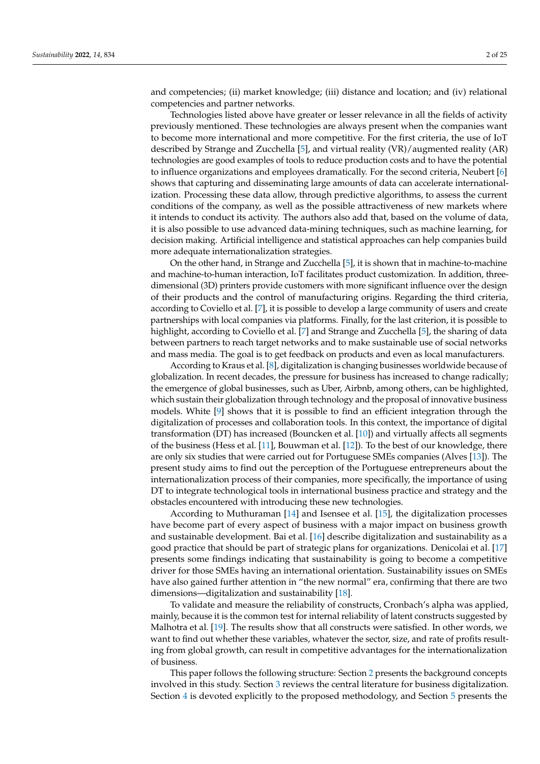and competencies; (ii) market knowledge; (iii) distance and location; and (iv) relational competencies and partner networks.

Technologies listed above have greater or lesser relevance in all the fields of activity previously mentioned. These technologies are always present when the companies want to become more international and more competitive. For the first criteria, the use of IoT described by Strange and Zucchella [5], and virtual reality (VR)/augmented reality (AR) technologies are good examples of tools to reduce production costs and to have the potential to influence organizations and employees dramatically. For the second criteria, Neubert [6] shows that capturing and disseminating large amounts of data can accelerate internationalization. Processing these data allow, through predictive algorithms, to assess the current conditions of the company, as well as the possible attractiveness of new markets where it intends to conduct its activity. The authors also add that, based on the volume of data, it is also possible to use advanced data-mining techniques, such as machine learning, for decision making. Artificial intelligence and statistical approaches can help companies build more adequate internationalization strategies.

On the other hand, in Strange and Zucchella [5], it is shown that in machine-to-machine and machine-to-human interaction, IoT facilitates product customization. In addition, three-dimensional (3D) printers provide customers with more significant influence over the design of their products and the control of manufacturing origins. Regarding the third criteria, according to Coviello et al. [7], it is possible to develop a large community of users and create partnerships with local companies via platforms. Finally, for the last criterion, it is possible to highlight, according to Coviello et al. [7] and Strange and Zucchella [5], the sharing of data between partners to reach target networks and to make sustainable use of social networks and mass media. The goal is to get feedback on products and even as local manufacturers.

According to Kraus et al. [8], digitalization is changing businesses worldwide because of globalization. In recent decades, the pressure for business has increased to change radically; the emergence of global businesses, such as Uber, Airbnb, among others, can be highlighted, which sustain their globalization through technology and the proposal of innovative business models. White [9] shows that it is possible to find an efficient integration through the digitalization of processes and collaboration tools. In this context, the importance of digital transformation (DT) has increased (Bouncken et al. [10]) and virtually affects all segments of the business (Hess et al. [11], Bouwman et al. [12]). To the best of our knowledge, there are only six studies that were carried out for Portuguese SMEs companies (Alves [13]). The present study aims to find out the perception of the Portuguese entrepreneurs about the internationalization process of their companies, more specifically, the importance of using DT to integrate technological tools in international business practice and strategy and the obstacles encountered with introducing these new technologies.

According to Muthuraman [14] and Isensee et al. [15], the digitalization processes have become part of every aspect of business with a major impact on business growth and sustainable development. Bai et al. [16] describe digitalization and sustainability as a good practice that should be part of strategic plans for organizations. Denicolai et al. [17] presents some findings indicating that sustainability is going to become a competitive driver for those SMEs having an international orientation. Sustainability issues on SMEs have also gained further attention in "the new normal" era, confirming that there are two dimensions—digitalization and sustainability [18].

To validate and measure the reliability of constructs, Cronbach's alpha was applied, mainly, because it is the common test for internal reliability of latent constructs suggested by Malhotra et al. [19]. The results show that all constructs were satisfied. In other words, we want to find out whether these variables, whatever the sector, size, and rate of profits resulting from global growth, can result in competitive advantages for the internationalization of business.

This paper follows the following structure: Section 2 presents the background concepts involved in this study. Section 3 reviews the central literature for business digitalization. Section 4 is devoted explicitly to the proposed methodology, and Section 5 presents the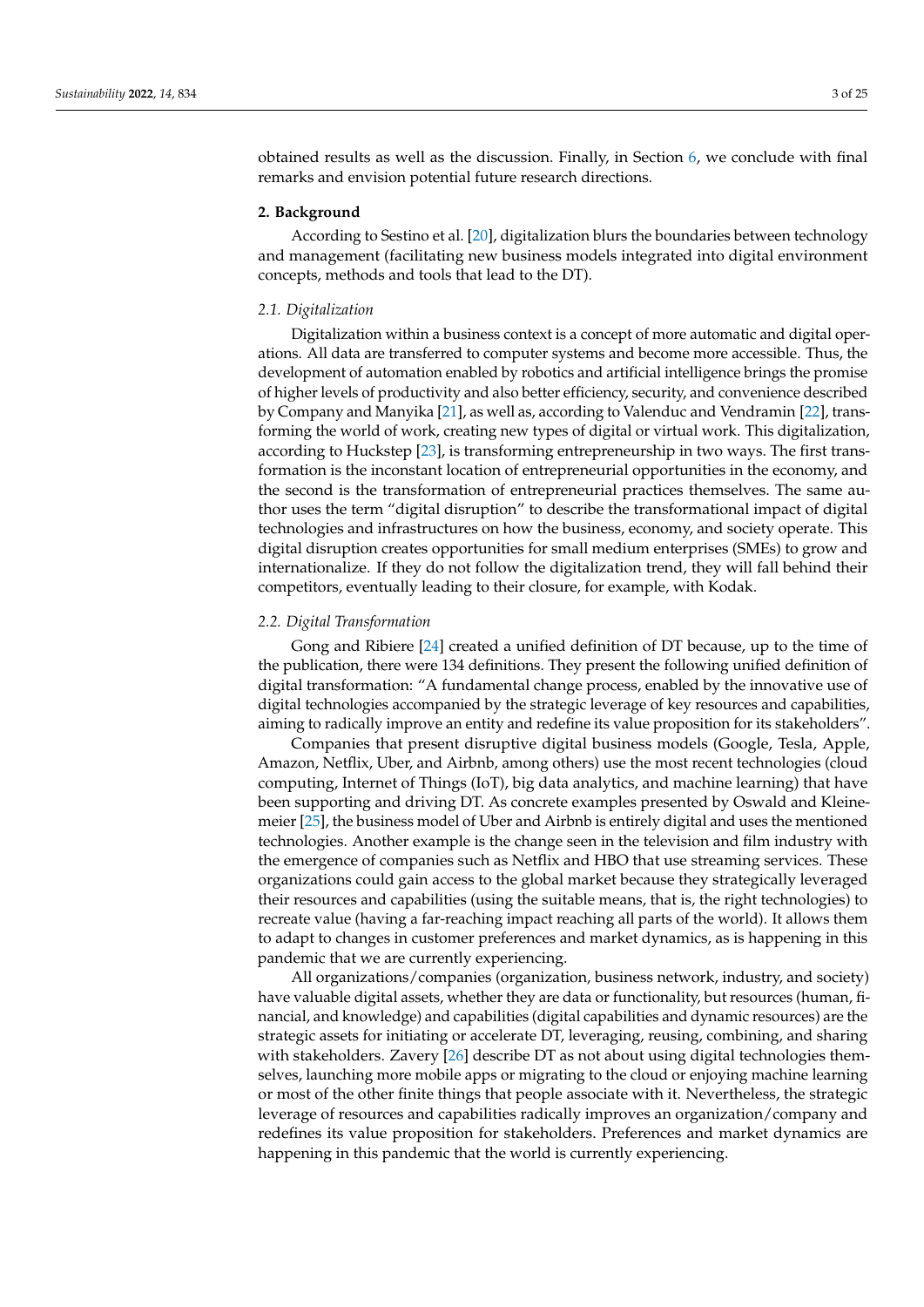obtained results as well as the discussion. Finally, in Section 6, we conclude with final remarks and envision potential future research directions.

## 2. Background

According to Sestino et al. [20], digitalization blurs the boundaries between technology and management (facilitating new business models integrated into digital environment concepts, methods and tools that lead to the DT).

### *2.1. Digitalization*

Digitalization within a business context is a concept of more automatic and digital operations. All data are transferred to computer systems and become more accessible. Thus, the development of automation enabled by robotics and artificial intelligence brings the promise of higher levels of productivity and also better efficiency, security, and convenience described by Company and Manyika [21], as well as, according to Valenduc and Vendramin [22], transforming the world of work, creating new types of digital or virtual work. This digitalization, according to Huckstep [23], is transforming entrepreneurship in two ways. The first transformation is the inconstant location of entrepreneurial opportunities in the economy, and the second is the transformation of entrepreneurial practices themselves. The same author uses the term "digital disruption" to describe the transformational impact of digital technologies and infrastructures on how the business, economy, and society operate. This digital disruption creates opportunities for small medium enterprises (SMEs) to grow and internationalize. If they do not follow the digitalization trend, they will fall behind their competitors, eventually leading to their closure, for example, with Kodak.

### *2.2. Digital Transformation*

Gong and Ribiere [24] created a unified definition of DT because, up to the time of the publication, there were 134 definitions. They present the following unified definition of digital transformation: "A fundamental change process, enabled by the innovative use of digital technologies accompanied by the strategic leverage of key resources and capabilities, aiming to radically improve an entity and redefine its value proposition for its stakeholders".

Companies that present disruptive digital business models (Google, Tesla, Apple, Amazon, Netflix, Uber, and Airbnb, among others) use the most recent technologies (cloud computing, Internet of Things (IoT), big data analytics, and machine learning) that have been supporting and driving DT. As concrete examples presented by Oswald and Kleinemeier [25], the business model of Uber and Airbnb is entirely digital and uses the mentioned technologies. Another example is the change seen in the television and film industry with the emergence of companies such as Netflix and HBO that use streaming services. These organizations could gain access to the global market because they strategically leveraged their resources and capabilities (using the suitable means, that is, the right technologies) to recreate value (having a far-reaching impact reaching all parts of the world). It allows them to adapt to changes in customer preferences and market dynamics, as is happening in this pandemic that we are currently experiencing.

All organizations/companies (organization, business network, industry, and society) have valuable digital assets, whether they are data or functionality, but resources (human, financial, and knowledge) and capabilities (digital capabilities and dynamic resources) are the strategic assets for initiating or accelerate DT, leveraging, reusing, combining, and sharing with stakeholders. Zavery [26] describe DT as not about using digital technologies themselves, launching more mobile apps or migrating to the cloud or enjoying machine learning or most of the other finite things that people associate with it. Nevertheless, the strategic leverage of resources and capabilities radically improves an organization/company and redefines its value proposition for stakeholders. Preferences and market dynamics are happening in this pandemic that the world is currently experiencing.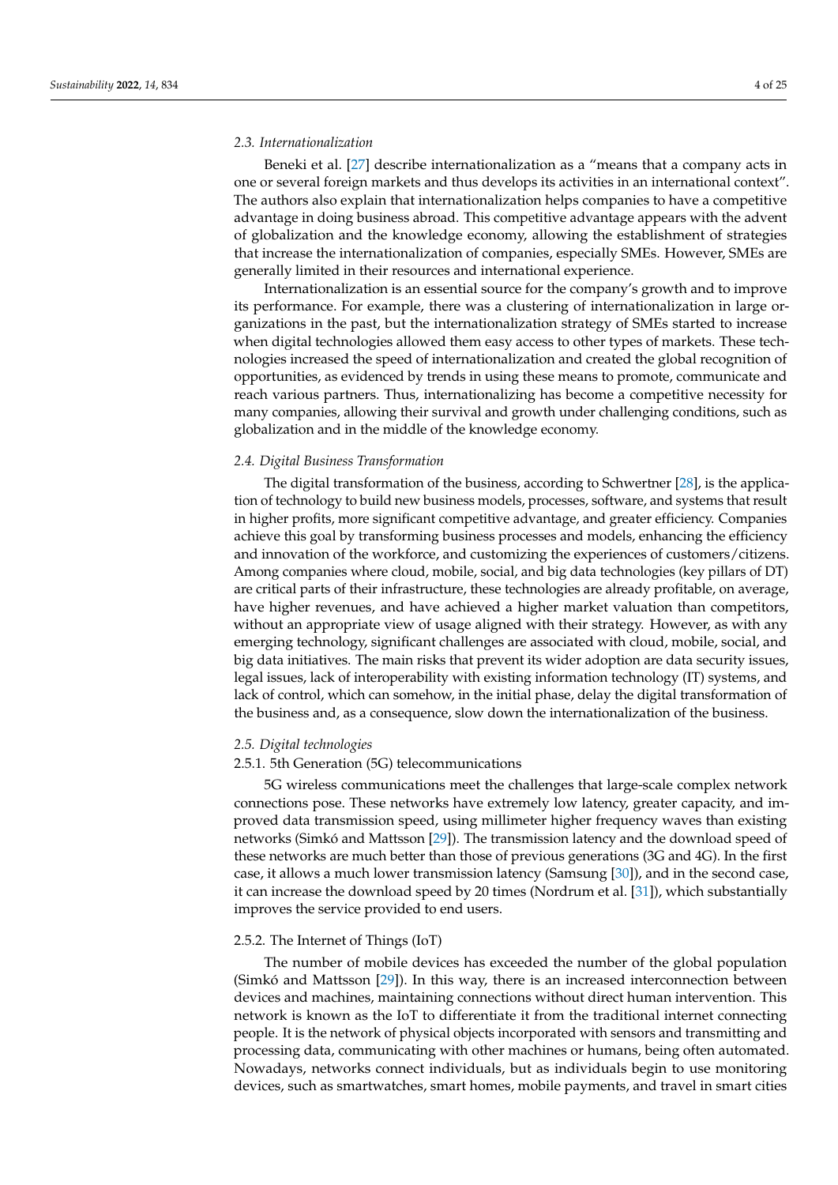### *2.3. Internationalization*

Beneki et al. [27] describe internationalization as a "means that a company acts in one or several foreign markets and thus develops its activities in an international context". The authors also explain that internationalization helps companies to have a competitive advantage in doing business abroad. This competitive advantage appears with the advent of globalization and the knowledge economy, allowing the establishment of strategies that increase the internationalization of companies, especially SMEs. However, SMEs are generally limited in their resources and international experience.

Internationalization is an essential source for the company's growth and to improve its performance. For example, there was a clustering of internationalization in large organizations in the past, but the internationalization strategy of SMEs started to increase when digital technologies allowed them easy access to other types of markets. These technologies increased the speed of internationalization and created the global recognition of opportunities, as evidenced by trends in using these means to promote, communicate and reach various partners. Thus, internationalizing has become a competitive necessity for many companies, allowing their survival and growth under challenging conditions, such as globalization and in the middle of the knowledge economy.

### *2.4. Digital Business Transformation*

The digital transformation of the business, according to Schwertner [28], is the application of technology to build new business models, processes, software, and systems that result in higher profits, more significant competitive advantage, and greater efficiency. Companies achieve this goal by transforming business processes and models, enhancing the efficiency and innovation of the workforce, and customizing the experiences of customers/citizens. Among companies where cloud, mobile, social, and big data technologies (key pillars of DT) are critical parts of their infrastructure, these technologies are already profitable, on average, have higher revenues, and have achieved a higher market valuation than competitors, without an appropriate view of usage aligned with their strategy. However, as with any emerging technology, significant challenges are associated with cloud, mobile, social, and big data initiatives. The main risks that prevent its wider adoption are data security issues, legal issues, lack of interoperability with existing information technology (IT) systems, and lack of control, which can somehow, in the initial phase, delay the digital transformation of the business and, as a consequence, slow down the internationalization of the business.

### *2.5. Digital technologies*

#### 2.5.1. 5th Generation (5G) telecommunications

5G wireless communications meet the challenges that large-scale complex network connections pose. These networks have extremely low latency, greater capacity, and improved data transmission speed, using millimeter higher frequency waves than existing networks (Simkó and Mattsson [29]). The transmission latency and the download speed of these networks are much better than those of previous generations (3G and 4G). In the first case, it allows a much lower transmission latency (Samsung [30]), and in the second case, it can increase the download speed by 20 times (Nordrum et al. [31]), which substantially improves the service provided to end users.

#### 2.5.2. The Internet of Things (IoT)

The number of mobile devices has exceeded the number of the global population (Simkó and Mattsson [29]). In this way, there is an increased interconnection between devices and machines, maintaining connections without direct human intervention. This network is known as the IoT to differentiate it from the traditional internet connecting people. It is the network of physical objects incorporated with sensors and transmitting and processing data, communicating with other machines or humans, being often automated. Nowadays, networks connect individuals, but as individuals begin to use monitoring devices, such as smartwatches, smart homes, mobile payments, and travel in smart cities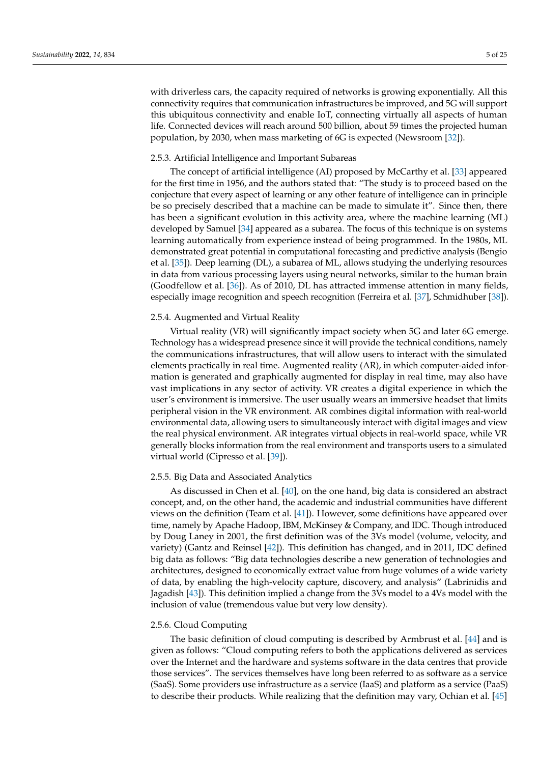with driverless cars, the capacity required of networks is growing exponentially. All this connectivity requires that communication infrastructures be improved, and 5G will support this ubiquitous connectivity and enable IoT, connecting virtually all aspects of human life. Connected devices will reach around 500 billion, about 59 times the projected human population, by 2030, when mass marketing of 6G is expected (Newsroom [32]).

#### 2.5.3. Artificial Intelligence and Important Subareas

The concept of artificial intelligence (AI) proposed by McCarthy et al. [33] appeared for the first time in 1956, and the authors stated that: "The study is to proceed based on the conjecture that every aspect of learning or any other feature of intelligence can in principle be so precisely described that a machine can be made to simulate it". Since then, there has been a significant evolution in this activity area, where the machine learning (ML) developed by Samuel [34] appeared as a subarea. The focus of this technique is on systems learning automatically from experience instead of being programmed. In the 1980s, ML demonstrated great potential in computational forecasting and predictive analysis (Bengio et al. [35]). Deep learning (DL), a subarea of ML, allows studying the underlying resources in data from various processing layers using neural networks, similar to the human brain (Goodfellow et al. [36]). As of 2010, DL has attracted immense attention in many fields, especially image recognition and speech recognition (Ferreira et al. [37], Schmidhuber [38]).

#### 2.5.4. Augmented and Virtual Reality

Virtual reality (VR) will significantly impact society when 5G and later 6G emerge. Technology has a widespread presence since it will provide the technical conditions, namely the communications infrastructures, that will allow users to interact with the simulated elements practically in real time. Augmented reality (AR), in which computer-aided information is generated and graphically augmented for display in real time, may also have vast implications in any sector of activity. VR creates a digital experience in which the user's environment is immersive. The user usually wears an immersive headset that limits peripheral vision in the VR environment. AR combines digital information with real-world environmental data, allowing users to simultaneously interact with digital images and view the real physical environment. AR integrates virtual objects in real-world space, while VR generally blocks information from the real environment and transports users to a simulated virtual world (Cipresso et al. [39]).

#### 2.5.5. Big Data and Associated Analytics

As discussed in Chen et al. [40], on the one hand, big data is considered an abstract concept, and, on the other hand, the academic and industrial communities have different views on the definition (Team et al. [41]). However, some definitions have appeared over time, namely by Apache Hadoop, IBM, McKinsey & Company, and IDC. Though introduced by Doug Laney in 2001, the first definition was of the 3Vs model (volume, velocity, and variety) (Gantz and Reinsel [42]). This definition has changed, and in 2011, IDC defined big data as follows: "Big data technologies describe a new generation of technologies and architectures, designed to economically extract value from huge volumes of a wide variety of data, by enabling the high-velocity capture, discovery, and analysis" (Labrinidis and Jagadish [43]). This definition implied a change from the 3Vs model to a 4Vs model with the inclusion of value (tremendous value but very low density).

#### 2.5.6. Cloud Computing

The basic definition of cloud computing is described by Armbrust et al. [44] and is given as follows: "Cloud computing refers to both the applications delivered as services over the Internet and the hardware and systems software in the data centres that provide those services". The services themselves have long been referred to as software as a service (SaaS). Some providers use infrastructure as a service (IaaS) and platform as a service (PaaS) to describe their products. While realizing that the definition may vary, Ochian et al. [45]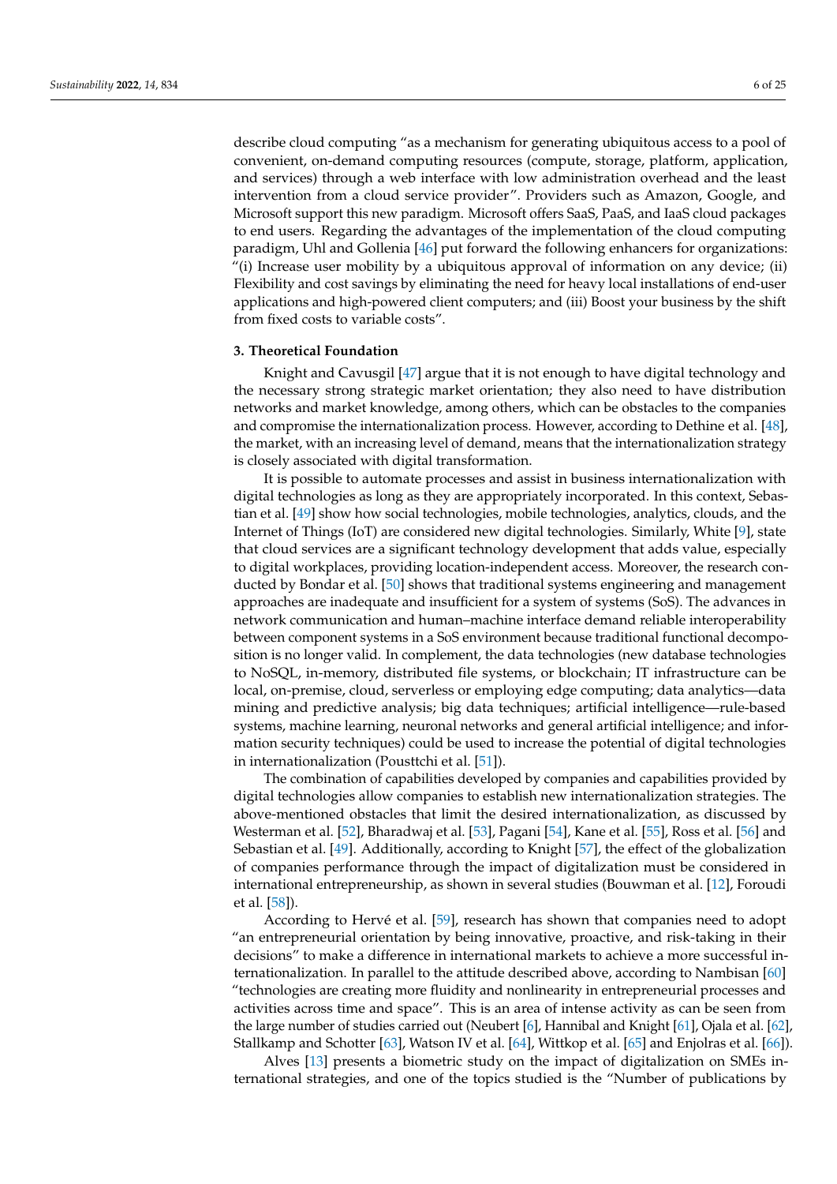describe cloud computing "as a mechanism for generating ubiquitous access to a pool of convenient, on-demand computing resources (compute, storage, platform, application, and services) through a web interface with low administration overhead and the least intervention from a cloud service provider". Providers such as Amazon, Google, and Microsoft support this new paradigm. Microsoft offers SaaS, PaaS, and IaaS cloud packages to end users. Regarding the advantages of the implementation of the cloud computing paradigm, Uhl and Gollenia [46] put forward the following enhancers for organizations: "(i) Increase user mobility by a ubiquitous approval of information on any device; (ii) Flexibility and cost savings by eliminating the need for heavy local installations of end-user applications and high-powered client computers; and (iii) Boost your business by the shift from fixed costs to variable costs".

## 3. Theoretical Foundation

Knight and Cavusgil [47] argue that it is not enough to have digital technology and the necessary strong strategic market orientation; they also need to have distribution networks and market knowledge, among others, which can be obstacles to the companies and compromise the internationalization process. However, according to Dethine et al. [48], the market, with an increasing level of demand, means that the internationalization strategy is closely associated with digital transformation.

It is possible to automate processes and assist in business internationalization with digital technologies as long as they are appropriately incorporated. In this context, Sebastian et al. [49] show how social technologies, mobile technologies, analytics, clouds, and the Internet of Things (IoT) are considered new digital technologies. Similarly, White [9], state that cloud services are a significant technology development that adds value, especially to digital workplaces, providing location-independent access. Moreover, the research conducted by Bondar et al. [50] shows that traditional systems engineering and management approaches are inadequate and insufficient for a system of systems (SoS). The advances in network communication and human–machine interface demand reliable interoperability between component systems in a SoS environment because traditional functional decomposition is no longer valid. In complement, the data technologies (new database technologies to NoSQL, in-memory, distributed file systems, or blockchain; IT infrastructure can be local, on-premise, cloud, serverless or employing edge computing; data analytics—data mining and predictive analysis; big data techniques; artificial intelligence—rule-based systems, machine learning, neuronal networks and general artificial intelligence; and information security techniques) could be used to increase the potential of digital technologies in internationalization (Pousttchi et al. [51]).

The combination of capabilities developed by companies and capabilities provided by digital technologies allow companies to establish new internationalization strategies. The above-mentioned obstacles that limit the desired internationalization, as discussed by Westerman et al. [52], Bharadwaj et al. [53], Pagani [54], Kane et al. [55], Ross et al. [56] and Sebastian et al. [49]. Additionally, according to Knight [57], the effect of the globalization of companies performance through the impact of digitalization must be considered in international entrepreneurship, as shown in several studies (Bouwman et al. [12], Foroudi et al. [58]).

According to Hervé et al. [59], research has shown that companies need to adopt "an entrepreneurial orientation by being innovative, proactive, and risk-taking in their decisions" to make a difference in international markets to achieve a more successful internationalization. In parallel to the attitude described above, according to Nambisan [60] "technologies are creating more fluidity and nonlinearity in entrepreneurial processes and activities across time and space". This is an area of intense activity as can be seen from the large number of studies carried out (Neubert [6], Hannibal and Knight [61], Ojala et al. [62], Stallkamp and Schotter [63], Watson IV et al. [64], Wittkop et al. [65] and Enjolras et al. [66]).

Alves [13] presents a biometric study on the impact of digitalization on SMEs international strategies, and one of the topics studied is the "Number of publications by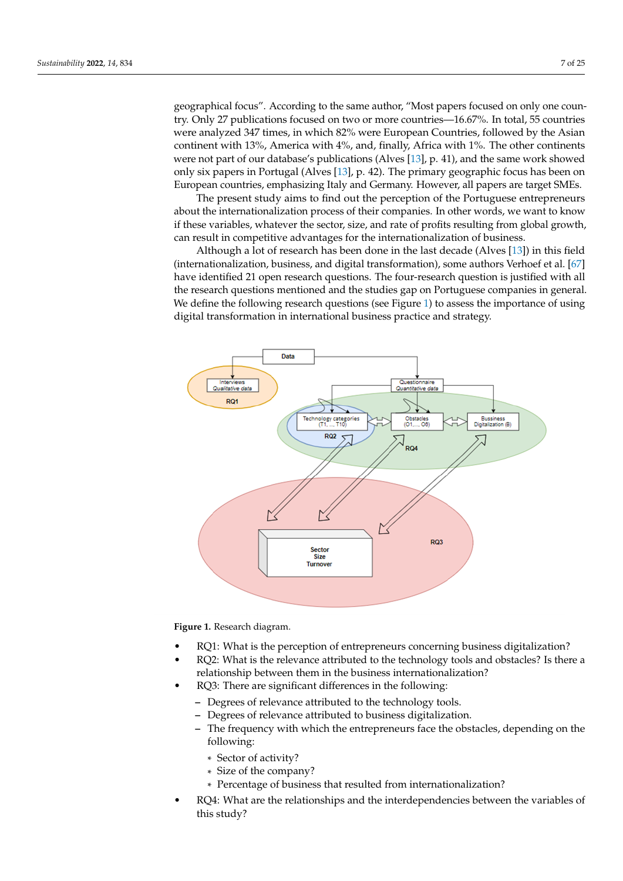geographical focus". According to the same author, "Most papers focused on only one country. Only 27 publications focused on two or more countries—16.67%. In total, 55 countries were analyzed 347 times, in which 82% were European Countries, followed by the Asian continent with 13%, America with 4%, and, finally, Africa with 1%. The other continents were not part of our database's publications (Alves [13], p. 41), and the same work showed only six papers in Portugal (Alves [13], p. 42). The primary geographic focus has been on European countries, emphasizing Italy and Germany. However, all papers are target SMEs.

The present study aims to find out the perception of the Portuguese entrepreneurs about the internationalization process of their companies. In other words, we want to know if these variables, whatever the sector, size, and rate of profits resulting from global growth, can result in competitive advantages for the internationalization of business.

Although a lot of research has been done in the last decade (Alves [13]) in this field (internationalization, business, and digital transformation), some authors Verhoef et al. [67] have identified 21 open research questions. The four-research question is justified with all the research questions mentioned and the studies gap on Portuguese companies in general. We define the following research questions (see Figure 1) to assess the importance of using digital transformation in international business practice and strategy.

**Figure 1.** Research diagram.

- RQ1: What is the perception of entrepreneurs concerning business digitalization?
- RQ2: What is the relevance attributed to the technology tools and obstacles? Is there a relationship between them in the business internationalization?
- RQ3: There are significant differences in the following:
  - Degrees of relevance attributed to the technology tools.
  - Degrees of relevance attributed to business digitalization.
  - The frequency with which the entrepreneurs face the obstacles, depending on the following:
    - Sector of activity?
    - Size of the company?
    - Percentage of business that resulted from internationalization?
- RQ4: What are the relationships and the interdependencies between the variables of this study?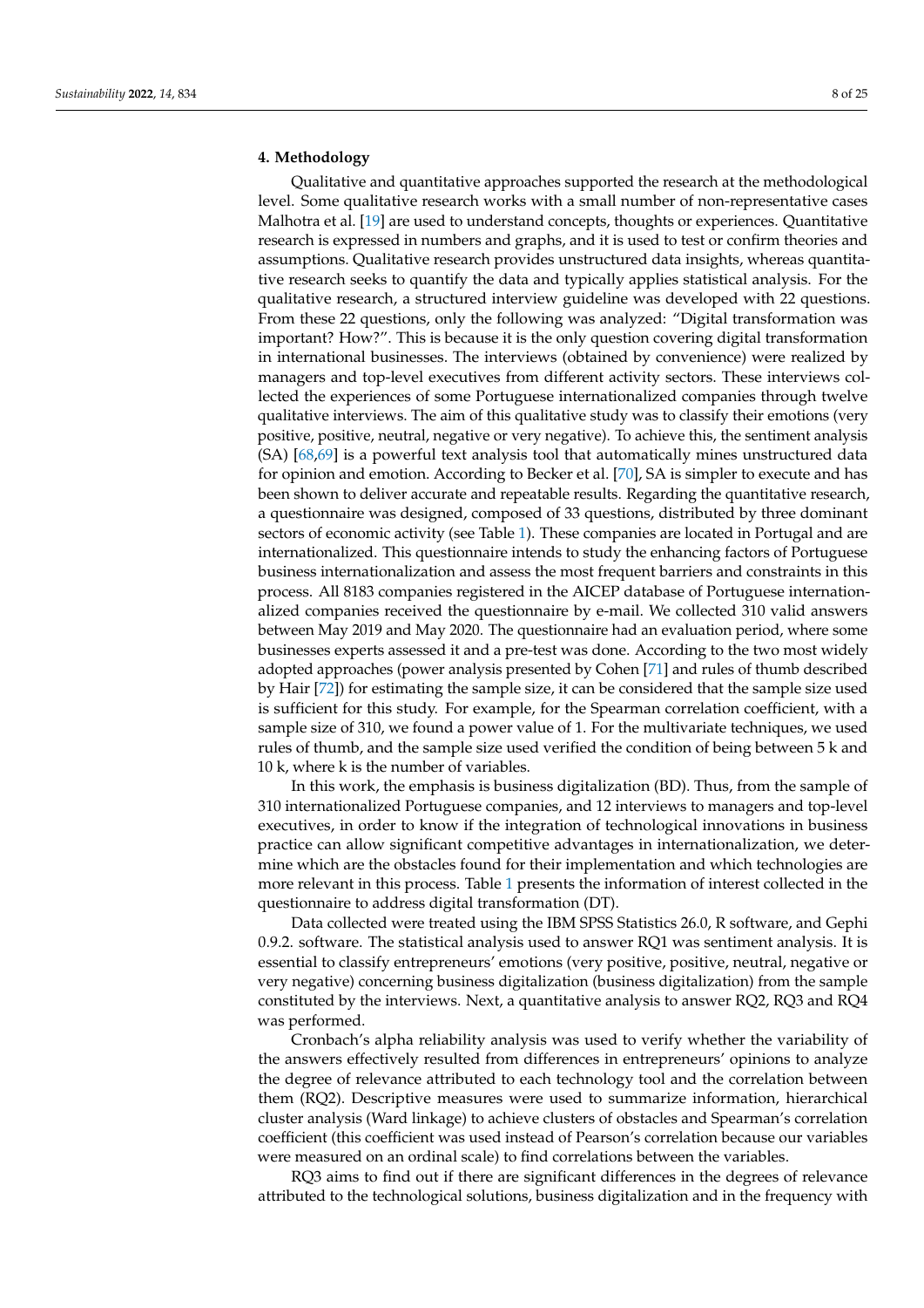## 4. Methodology

Qualitative and quantitative approaches supported the research at the methodological level. Some qualitative research works with a small number of non-representative cases Malhotra et al. [19] are used to understand concepts, thoughts or experiences. Quantitative research is expressed in numbers and graphs, and it is used to test or confirm theories and assumptions. Qualitative research provides unstructured data insights, whereas quantitative research seeks to quantify the data and typically applies statistical analysis. For the qualitative research, a structured interview guideline was developed with 22 questions. From these 22 questions, only the following was analyzed: "Digital transformation was important? How?". This is because it is the only question covering digital transformation in international businesses. The interviews (obtained by convenience) were realized by managers and top-level executives from different activity sectors. These interviews collected the experiences of some Portuguese internationalized companies through twelve qualitative interviews. The aim of this qualitative study was to classify their emotions (very positive, positive, neutral, negative or very negative). To achieve this, the sentiment analysis (SA) [68,69] is a powerful text analysis tool that automatically mines unstructured data for opinion and emotion. According to Becker et al. [70], SA is simpler to execute and has been shown to deliver accurate and repeatable results. Regarding the quantitative research, a questionnaire was designed, composed of 33 questions, distributed by three dominant sectors of economic activity (see Table 1). These companies are located in Portugal and are internationalized. This questionnaire intends to study the enhancing factors of Portuguese business internationalization and assess the most frequent barriers and constraints in this process. All 8183 companies registered in the AICEP database of Portuguese internationalized companies received the questionnaire by e-mail. We collected 310 valid answers between May 2019 and May 2020. The questionnaire had an evaluation period, where some businesses experts assessed it and a pre-test was done. According to the two most widely adopted approaches (power analysis presented by Cohen [71] and rules of thumb described by Hair [72]) for estimating the sample size, it can be considered that the sample size used is sufficient for this study. For example, for the Spearman correlation coefficient, with a sample size of 310, we found a power value of 1. For the multivariate techniques, we used rules of thumb, and the sample size used verified the condition of being between 5 k and 10 k, where k is the number of variables.

In this work, the emphasis is business digitalization (BD). Thus, from the sample of 310 internationalized Portuguese companies, and 12 interviews to managers and top-level executives, in order to know if the integration of technological innovations in business practice can allow significant competitive advantages in internationalization, we determine which are the obstacles found for their implementation and which technologies are more relevant in this process. Table 1 presents the information of interest collected in the questionnaire to address digital transformation (DT).

Data collected were treated using the IBM SPSS Statistics 26.0, R software, and Gephi 0.9.2. software. The statistical analysis used to answer RQ1 was sentiment analysis. It is essential to classify entrepreneurs' emotions (very positive, positive, neutral, negative or very negative) concerning business digitalization (business digitalization) from the sample constituted by the interviews. Next, a quantitative analysis to answer RQ2, RQ3 and RQ4 was performed.

Cronbach's alpha reliability analysis was used to verify whether the variability of the answers effectively resulted from differences in entrepreneurs' opinions to analyze the degree of relevance attributed to each technology tool and the correlation between them (RQ2). Descriptive measures were used to summarize information, hierarchical cluster analysis (Ward linkage) to achieve clusters of obstacles and Spearman's correlation coefficient (this coefficient was used instead of Pearson's correlation because our variables were measured on an ordinal scale) to find correlations between the variables.

RQ3 aims to find out if there are significant differences in the degrees of relevance attributed to the technological solutions, business digitalization and in the frequency with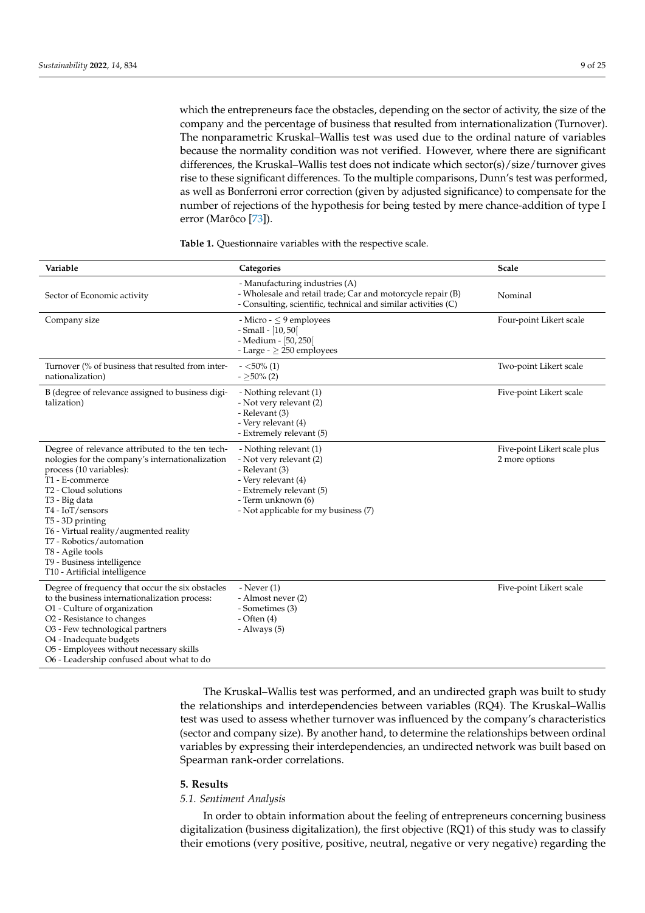which the entrepreneurs face the obstacles, depending on the sector of activity, the size of the company and the percentage of business that resulted from internationalization (Turnover). The nonparametric Kruskal–Wallis test was used due to the ordinal nature of variables because the normality condition was not verified. However, where there are significant differences, the Kruskal–Wallis test does not indicate which sector(s)/size/turnover gives rise to these significant differences. To the multiple comparisons, Dunn's test was performed, as well as Bonferroni error correction (given by adjusted significance) to compensate for the number of rejections of the hypothesis for being tested by mere chance-addition of type I error (Marôco [73]).

**Table 1.** Questionnaire variables with the respective scale.

| Variable | Categories | Scale |
|---|---|---|
| Sector of Economic activity | - Manufacturing industries (A)<br>- Wholesale and retail trade; Car and motorcycle repair (B)<br>- Consulting, scientific, technical and similar activities (C) | Nominal |
| Company size | - Micro - $\leq 9$ employees<br>- Small - $[10, 50[$<br>- Medium - $[50, 250[$<br>- Large - $\geq 250$ employees | Four-point Likert scale |
| Turnover (% of business that resulted from internationalization) | - $<$50% (1)<br>- $\geq$50% (2) | Two-point Likert scale |
| B (degree of relevance assigned to business digitalization) | - Nothing relevant (1)<br>- Not very relevant (2)<br>- Relevant (3)<br>- Very relevant (4)<br>- Extremely relevant (5) | Five-point Likert scale |
| Degree of relevance attributed to the ten technologies for the company's internationalization process (10 variables):<br>T1 - E-commerce<br>T2 - Cloud solutions<br>T3 - Big data<br>T4 - IoT/sensors<br>T5 - 3D printing<br>T6 - Virtual reality/augmented reality<br>T7 - Robotics/automation<br>T8 - Agile tools<br>T9 - Business intelligence<br>T10 - Artificial intelligence | - Nothing relevant (1)<br>- Not very relevant (2)<br>- Relevant (3)<br>- Very relevant (4)<br>- Extremely relevant (5)<br>- Term unknown (6)<br>- Not applicable for my business (7) | Five-point Likert scale plus 2 more options |
| Degree of frequency that occur the six obstacles to the business internationalization process:<br>O1 - Culture of organization<br>O2 - Resistance to changes<br>O3 - Few technological partners<br>O4 - Inadequate budgets<br>O5 - Employees without necessary skills<br>O6 - Leadership confused about what to do | - Never (1)<br>- Almost never (2)<br>- Sometimes (3)<br>- Often (4)<br>- Always (5) | Five-point Likert scale |

The Kruskal–Wallis test was performed, and an undirected graph was built to study the relationships and interdependencies between variables (RQ4). The Kruskal–Wallis test was used to assess whether turnover was influenced by the company's characteristics (sector and company size). By another hand, to determine the relationships between ordinal variables by expressing their interdependencies, an undirected network was built based on Spearman rank-order correlations.

## 5. Results

### *5.1. Sentiment Analysis*

In order to obtain information about the feeling of entrepreneurs concerning business digitalization (business digitalization), the first objective (RQ1) of this study was to classify their emotions (very positive, positive, neutral, negative or very negative) regarding the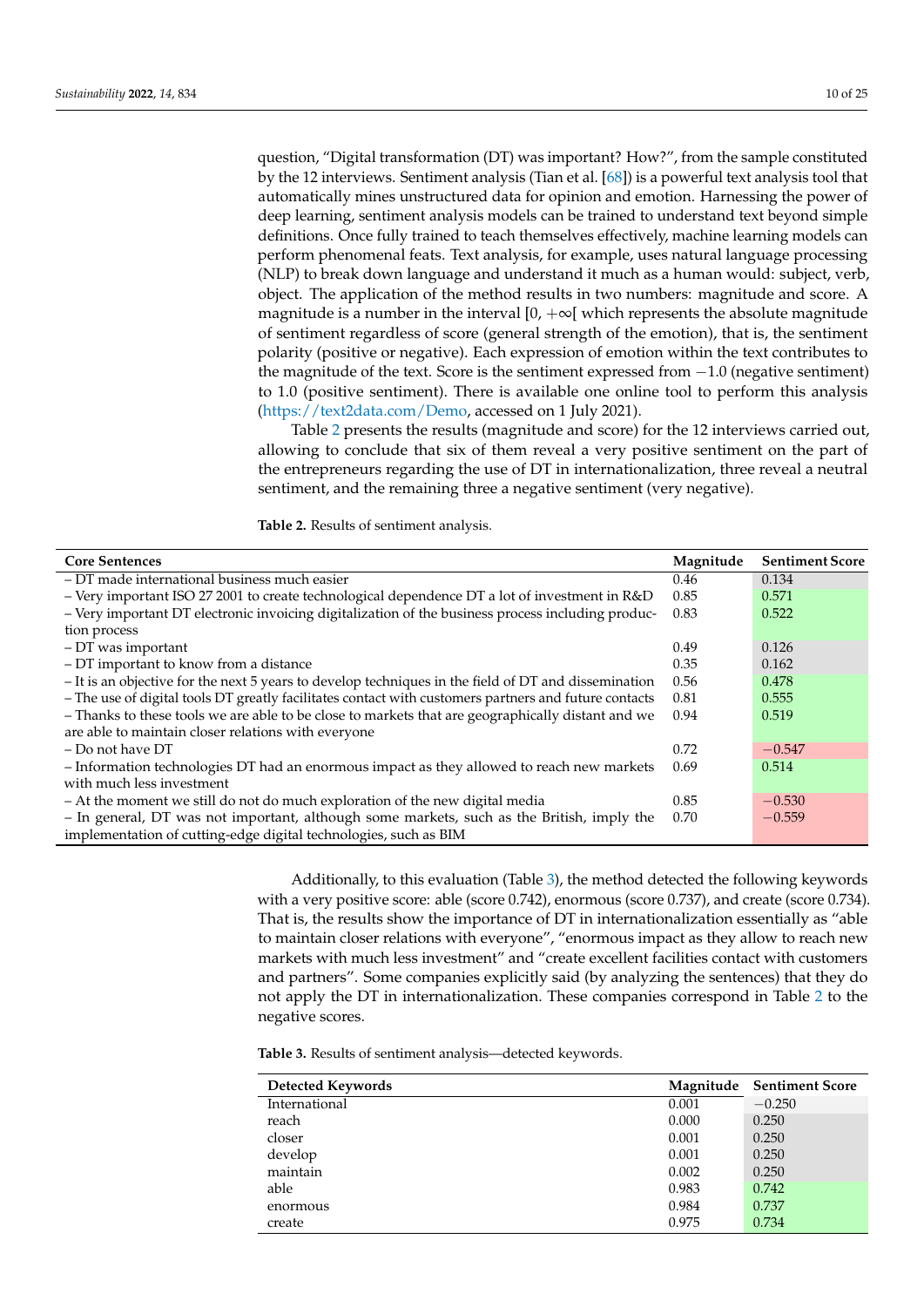question, “Digital transformation (DT) was important? How?”, from the sample constituted by the 12 interviews. Sentiment analysis (Tian et al. [68]) is a powerful text analysis tool that automatically mines unstructured data for opinion and emotion. Harnessing the power of deep learning, sentiment analysis models can be trained to understand text beyond simple definitions. Once fully trained to teach themselves effectively, machine learning models can perform phenomenal feats. Text analysis, for example, uses natural language processing (NLP) to break down language and understand it much as a human would: subject, verb, object. The application of the method results in two numbers: magnitude and score. A magnitude is a number in the interval $[0, +\infty[$ which represents the absolute magnitude of sentiment regardless of score (general strength of the emotion), that is, the sentiment polarity (positive or negative). Each expression of emotion within the text contributes to the magnitude of the text. Score is the sentiment expressed from $-1.0$ (negative sentiment) to 1.0 (positive sentiment). There is available one online tool to perform this analysis (https://text2data.com/Demo, accessed on 1 July 2021).

Table 2 presents the results (magnitude and score) for the 12 interviews carried out, allowing to conclude that six of them reveal a very positive sentiment on the part of the entrepreneurs regarding the use of DT in internationalization, three reveal a neutral sentiment, and the remaining three a negative sentiment (very negative).

**Table 2.** Results of sentiment analysis.

| Core Sentences | Magnitude | Sentiment Score |
|---|---|---|
| – DT made international business much easier | 0.46 | 0.134 |
| – Very important ISO 27 2001 to create technological dependence DT a lot of investment in R&D | 0.85 | 0.571 |
| – Very important DT electronic invoicing digitalization of the business process including production process | 0.83 | 0.522 |
| – DT was important | 0.49 | 0.126 |
| – DT important to know from a distance | 0.35 | 0.162 |
| – It is an objective for the next 5 years to develop techniques in the field of DT and dissemination | 0.56 | 0.478 |
| – The use of digital tools DT greatly facilitates contact with customers partners and future contacts | 0.81 | 0.555 |
| – Thanks to these tools we are able to be close to markets that are geographically distant and we are able to maintain closer relations with everyone | 0.94 | 0.519 |
| – Do not have DT | 0.72 | −0.547 |
| – Information technologies DT had an enormous impact as they allowed to reach new markets with much less investment | 0.69 | 0.514 |
| – At the moment we still do not do much exploration of the new digital media | 0.85 | −0.530 |
| – In general, DT was not important, although some markets, such as the British, imply the implementation of cutting-edge digital technologies, such as BIM | 0.70 | −0.559 |

Additionally, to this evaluation (Table 3), the method detected the following keywords with a very positive score: able (score 0.742), enormous (score 0.737), and create (score 0.734). That is, the results show the importance of DT in internationalization essentially as “able to maintain closer relations with everyone”, “enormous impact as they allow to reach new markets with much less investment” and “create excellent facilities contact with customers and partners”. Some companies explicitly said (by analyzing the sentences) that they do not apply the DT in internationalization. These companies correspond in Table 2 to the negative scores.

**Table 3.** Results of sentiment analysis—detected keywords.

| Detected Keywords | Magnitude | Sentiment Score |
|---|---|---|
| International | 0.001 | −0.250 |
| reach | 0.000 | 0.250 |
| closer | 0.001 | 0.250 |
| develop | 0.001 | 0.250 |
| maintain | 0.002 | 0.250 |
| able | 0.983 | 0.742 |
| enormous | 0.984 | 0.737 |
| create | 0.975 | 0.734 |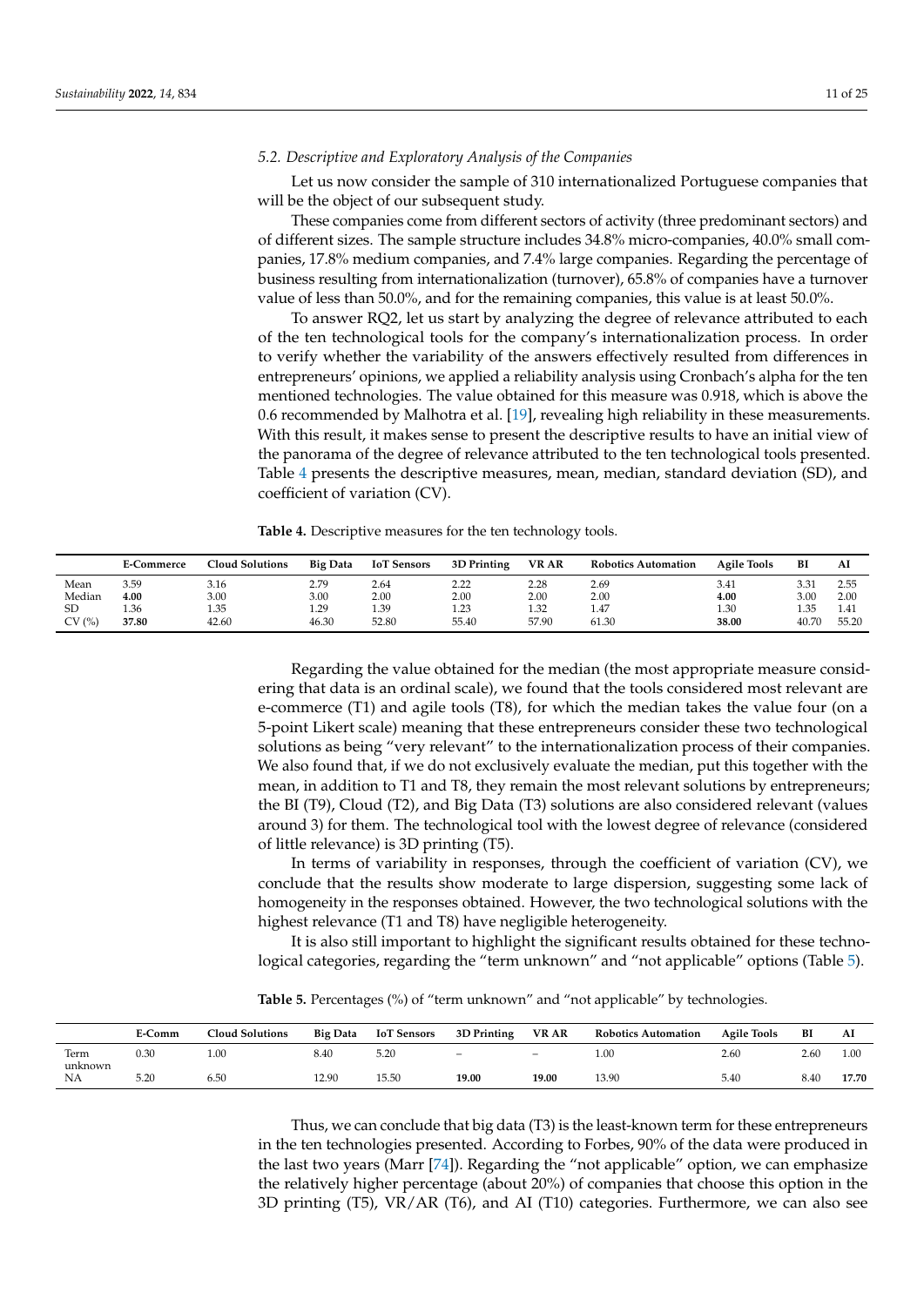### 5.2. Descriptive and Exploratory Analysis of the Companies

Let us now consider the sample of 310 internationalized Portuguese companies that will be the object of our subsequent study.

These companies come from different sectors of activity (three predominant sectors) and of different sizes. The sample structure includes 34.8% micro-companies, 40.0% small companies, 17.8% medium companies, and 7.4% large companies. Regarding the percentage of business resulting from internationalization (turnover), 65.8% of companies have a turnover value of less than 50.0%, and for the remaining companies, this value is at least 50.0%.

To answer RQ2, let us start by analyzing the degree of relevance attributed to each of the ten technological tools for the company's internationalization process. In order to verify whether the variability of the answers effectively resulted from differences in entrepreneurs' opinions, we applied a reliability analysis using Cronbach's alpha for the ten mentioned technologies. The value obtained for this measure was 0.918, which is above the 0.6 recommended by Malhotra et al. [19], revealing high reliability in these measurements. With this result, it makes sense to present the descriptive results to have an initial view of the panorama of the degree of relevance attributed to the ten technological tools presented. Table 4 presents the descriptive measures, mean, median, standard deviation (SD), and coefficient of variation (CV).

**Table 4.** Descriptive measures for the ten technology tools.

| | E-Commerce | Cloud Solutions | Big Data | IoT Sensors | 3D Printing | VR AR | Robotics Automation | Agile Tools | BI | AI |
|---|---|---|---|---|---|---|---|---|---|---|
| Mean | 3.59 | 3.16 | 2.79 | 2.64 | 2.22 | 2.28 | 2.69 | 3.41 | 3.31 | 2.55 |
| Median | **4.00** | 3.00 | 3.00 | 2.00 | 2.00 | 2.00 | 2.00 | **4.00** | 3.00 | 2.00 |
| SD | 1.36 | 1.35 | 1.29 | 1.39 | 1.23 | 1.32 | 1.47 | 1.30 | 1.35 | 1.41 |
| CV (%) | **37.80** | 42.60 | 46.30 | 52.80 | 55.40 | 57.90 | 61.30 | **38.00** | 40.70 | 55.20 |

Regarding the value obtained for the median (the most appropriate measure considering that data is an ordinal scale), we found that the tools considered most relevant are e-commerce (T1) and agile tools (T8), for which the median takes the value four (on a 5-point Likert scale) meaning that these entrepreneurs consider these two technological solutions as being "very relevant" to the internationalization process of their companies. We also found that, if we do not exclusively evaluate the median, put this together with the mean, in addition to T1 and T8, they remain the most relevant solutions by entrepreneurs; the BI (T9), Cloud (T2), and Big Data (T3) solutions are also considered relevant (values around 3) for them. The technological tool with the lowest degree of relevance (considered of little relevance) is 3D printing (T5).

In terms of variability in responses, through the coefficient of variation (CV), we conclude that the results show moderate to large dispersion, suggesting some lack of homogeneity in the responses obtained. However, the two technological solutions with the highest relevance (T1 and T8) have negligible heterogeneity.

It is also still important to highlight the significant results obtained for these technological categories, regarding the "term unknown" and "not applicable" options (Table 5).

**Table 5.** Percentages (%) of "term unknown" and "not applicable" by technologies.

| | E-Comm | Cloud Solutions | Big Data | IoT Sensors | 3D Printing | VR AR | Robotics Automation | Agile Tools | BI | AI |
|---|---|---|---|---|---|---|---|---|---|---|
| Term unknown | 0.30 | 1.00 | 8.40 | 5.20 | – | – | 1.00 | 2.60 | 2.60 | 1.00 |
| NA | 5.20 | 6.50 | 12.90 | 15.50 | **19.00** | **19.00** | 13.90 | 5.40 | 8.40 | **17.70** |

Thus, we can conclude that big data (T3) is the least-known term for these entrepreneurs in the ten technologies presented. According to Forbes, 90% of the data were produced in the last two years (Marr [74]). Regarding the "not applicable" option, we can emphasize the relatively higher percentage (about 20%) of companies that choose this option in the 3D printing (T5), VR/AR (T6), and AI (T10) categories. Furthermore, we can also see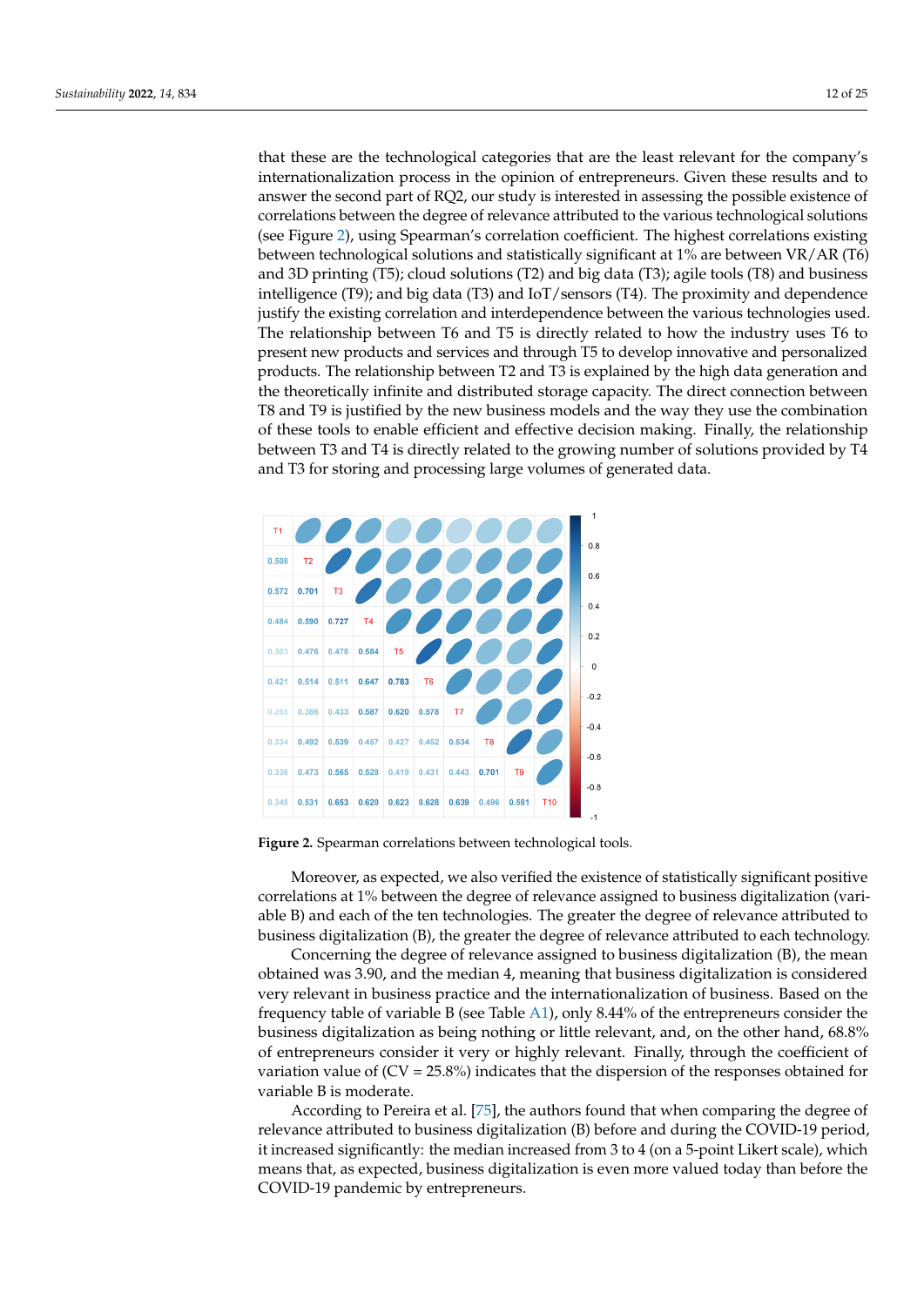that these are the technological categories that are the least relevant for the company's internationalization process in the opinion of entrepreneurs. Given these results and to answer the second part of RQ2, our study is interested in assessing the possible existence of correlations between the degree of relevance attributed to the various technological solutions (see Figure 2), using Spearman's correlation coefficient. The highest correlations existing between technological solutions and statistically significant at 1% are between VR/AR (T6) and 3D printing (T5); cloud solutions (T2) and big data (T3); agile tools (T8) and business intelligence (T9); and big data (T3) and IoT/sensors (T4). The proximity and dependence justify the existing correlation and interdependence between the various technologies used. The relationship between T6 and T5 is directly related to how the industry uses T6 to present new products and services and through T5 to develop innovative and personalized products. The relationship between T2 and T3 is explained by the high data generation and the theoretically infinite and distributed storage capacity. The direct connection between T8 and T9 is justified by the new business models and the way they use the combination of these tools to enable efficient and effective decision making. Finally, the relationship between T3 and T4 is directly related to the growing number of solutions provided by T4 and T3 for storing and processing large volumes of generated data.

| | T1 | T2 | T3 | T4 | T5 | T6 | T7 | T8 | T9 | T10 |
|---|---|---|---|---|---|---|---|---|---|---|
| T1 | T1 | | | | | | | | | |
| T2 | 0.508 | T2 | | | | | | | | |
| T3 | 0.572 | 0.701 | T3 | | | | | | | |
| T4 | 0.484 | 0.590 | 0.727 | T4 | | | | | | |
| T5 | 0.303 | 0.476 | 0.478 | 0.584 | T5 | | | | | |
| T6 | 0.421 | 0.514 | 0.511 | 0.647 | 0.783 | T6 | | | | |
| T7 | 0.265 | 0.386 | 0.433 | 0.587 | 0.620 | 0.578 | T7 | | | |
| T8 | 0.334 | 0.492 | 0.539 | 0.457 | 0.427 | 0.452 | 0.534 | T8 | | |
| T9 | 0.336 | 0.473 | 0.565 | 0.528 | 0.419 | 0.431 | 0.443 | 0.701 | T9 | |
| T10 | 0.348 | 0.531 | 0.653 | 0.620 | 0.623 | 0.628 | 0.639 | 0.496 | 0.581 | T10 |

**Figure 2.** Spearman correlations between technological tools.

Moreover, as expected, we also verified the existence of statistically significant positive correlations at 1% between the degree of relevance assigned to business digitalization (variable B) and each of the ten technologies. The greater the degree of relevance attributed to business digitalization (B), the greater the degree of relevance attributed to each technology.

Concerning the degree of relevance assigned to business digitalization (B), the mean obtained was 3.90, and the median 4, meaning that business digitalization is considered very relevant in business practice and the internationalization of business. Based on the frequency table of variable B (see Table A1), only 8.44% of the entrepreneurs consider the business digitalization as being nothing or little relevant, and, on the other hand, 68.8% of entrepreneurs consider it very or highly relevant. Finally, through the coefficient of variation value of (CV = 25.8%) indicates that the dispersion of the responses obtained for variable B is moderate.

According to Pereira et al. [75], the authors found that when comparing the degree of relevance attributed to business digitalization (B) before and during the COVID-19 period, it increased significantly: the median increased from 3 to 4 (on a 5-point Likert scale), which means that, as expected, business digitalization is even more valued today than before the COVID-19 pandemic by entrepreneurs.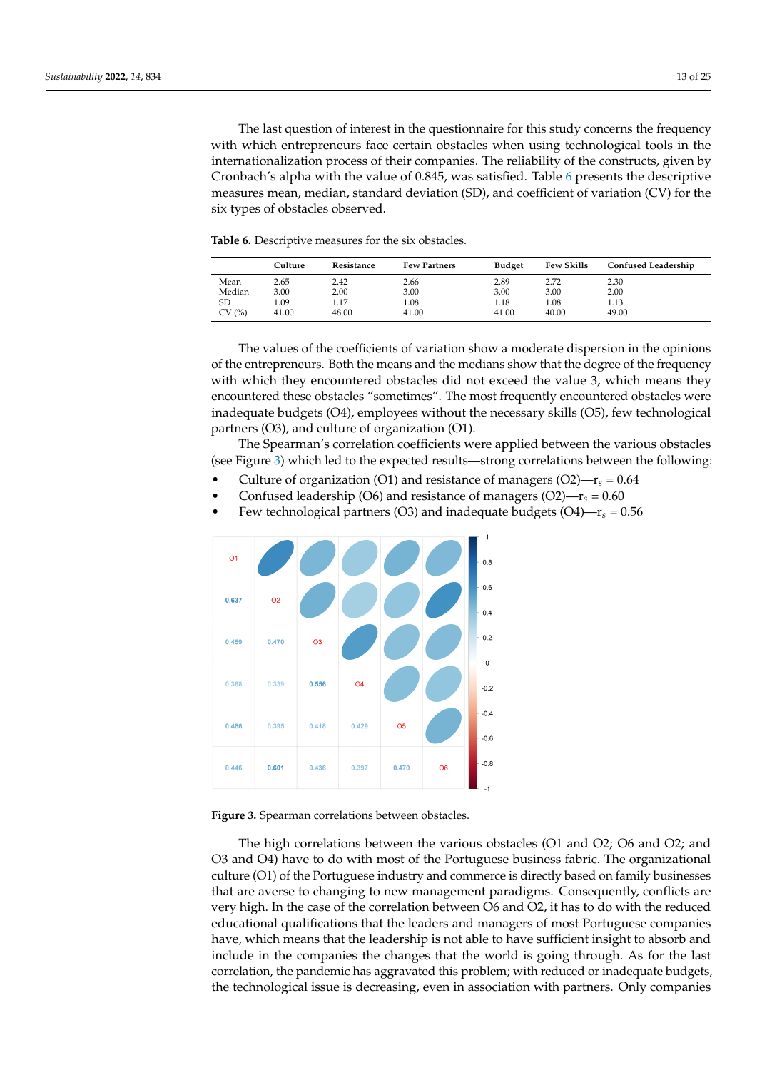The last question of interest in the questionnaire for this study concerns the frequency with which entrepreneurs face certain obstacles when using technological tools in the internationalization process of their companies. The reliability of the constructs, given by Cronbach's alpha with the value of 0.845, was satisfied. Table 6 presents the descriptive measures mean, median, standard deviation (SD), and coefficient of variation (CV) for the six types of obstacles observed.

**Table 6.** Descriptive measures for the six obstacles.

| | Culture | Resistance | Few Partners | Budget | Few Skills | Confused Leadership |
|---|---|---|---|---|---|---|
| Mean | 2.65 | 2.42 | 2.66 | 2.89 | 2.72 | 2.30 |
| Median | 3.00 | 2.00 | 3.00 | 3.00 | 3.00 | 2.00 |
| SD | 1.09 | 1.17 | 1.08 | 1.18 | 1.08 | 1.13 |
| CV (%) | 41.00 | 48.00 | 41.00 | 41.00 | 40.00 | 49.00 |

The values of the coefficients of variation show a moderate dispersion in the opinions of the entrepreneurs. Both the means and the medians show that the degree of the frequency with which they encountered obstacles did not exceed the value 3, which means they encountered these obstacles "sometimes". The most frequently encountered obstacles were inadequate budgets (O4), employees without the necessary skills (O5), few technological partners (O3), and culture of organization (O1).

The Spearman's correlation coefficients were applied between the various obstacles (see Figure 3) which led to the expected results—strong correlations between the following:

- Culture of organization (O1) and resistance of managers (O2)—$r_s = 0.64$
- Confused leadership (O6) and resistance of managers (O2)—$r_s = 0.60$
- Few technological partners (O3) and inadequate budgets (O4)—$r_s = 0.56$

**Figure 3.** Spearman correlations between obstacles.

The high correlations between the various obstacles (O1 and O2; O6 and O2; and O3 and O4) have to do with most of the Portuguese business fabric. The organizational culture (O1) of the Portuguese industry and commerce is directly based on family businesses that are averse to changing to new management paradigms. Consequently, conflicts are very high. In the case of the correlation between O6 and O2, it has to do with the reduced educational qualifications that the leaders and managers of most Portuguese companies have, which means that the leadership is not able to have sufficient insight to absorb and include in the companies the changes that the world is going through. As for the last correlation, the pandemic has aggravated this problem; with reduced or inadequate budgets, the technological issue is decreasing, even in association with partners. Only companies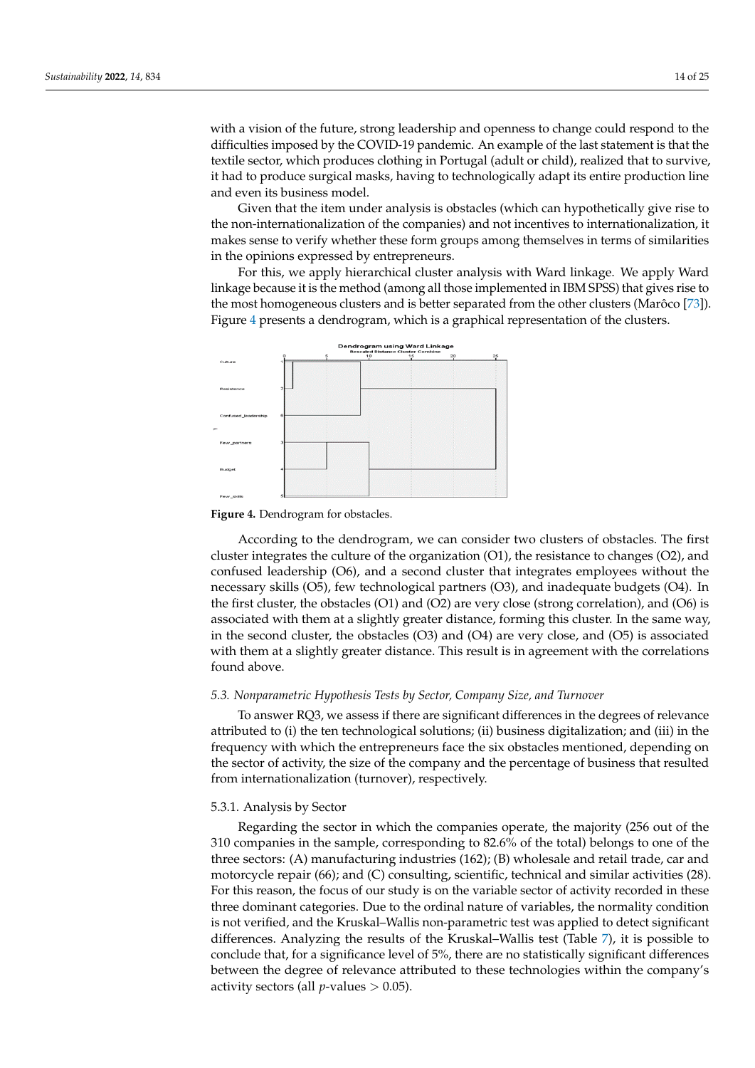with a vision of the future, strong leadership and openness to change could respond to the difficulties imposed by the COVID-19 pandemic. An example of the last statement is that the textile sector, which produces clothing in Portugal (adult or child), realized that to survive, it had to produce surgical masks, having to technologically adapt its entire production line and even its business model.

Given that the item under analysis is obstacles (which can hypothetically give rise to the non-internationalization of the companies) and not incentives to internationalization, it makes sense to verify whether these form groups among themselves in terms of similarities in the opinions expressed by entrepreneurs.

For this, we apply hierarchical cluster analysis with Ward linkage. We apply Ward linkage because it is the method (among all those implemented in IBM SPSS) that gives rise to the most homogeneous clusters and is better separated from the other clusters (Marôco [73]). Figure 4 presents a dendrogram, which is a graphical representation of the clusters.

**Figure 4.** Dendrogram for obstacles.

According to the dendrogram, we can consider two clusters of obstacles. The first cluster integrates the culture of the organization (O1), the resistance to changes (O2), and confused leadership (O6), and a second cluster that integrates employees without the necessary skills (O5), few technological partners (O3), and inadequate budgets (O4). In the first cluster, the obstacles (O1) and (O2) are very close (strong correlation), and (O6) is associated with them at a slightly greater distance, forming this cluster. In the same way, in the second cluster, the obstacles (O3) and (O4) are very close, and (O5) is associated with them at a slightly greater distance. This result is in agreement with the correlations found above.

### *5.3. Nonparametric Hypothesis Tests by Sector, Company Size, and Turnover*

To answer RQ3, we assess if there are significant differences in the degrees of relevance attributed to (i) the ten technological solutions; (ii) business digitalization; and (iii) in the frequency with which the entrepreneurs face the six obstacles mentioned, depending on the sector of activity, the size of the company and the percentage of business that resulted from internationalization (turnover), respectively.

#### 5.3.1. Analysis by Sector

Regarding the sector in which the companies operate, the majority (256 out of the 310 companies in the sample, corresponding to 82.6% of the total) belongs to one of the three sectors: (A) manufacturing industries (162); (B) wholesale and retail trade, car and motorcycle repair (66); and (C) consulting, scientific, technical and similar activities (28). For this reason, the focus of our study is on the variable sector of activity recorded in these three dominant categories. Due to the ordinal nature of variables, the normality condition is not verified, and the Kruskal–Wallis non-parametric test was applied to detect significant differences. Analyzing the results of the Kruskal–Wallis test (Table 7), it is possible to conclude that, for a significance level of 5%, there are no statistically significant differences between the degree of relevance attributed to these technologies within the company's activity sectors (all $p$-values $> 0.05$).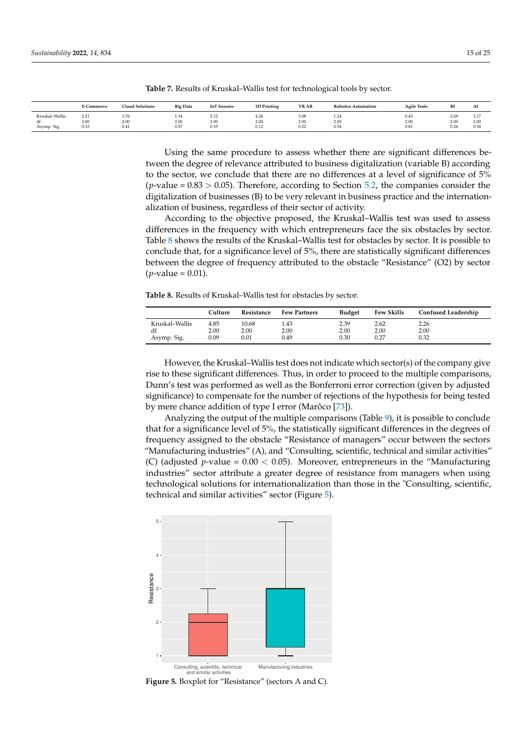**Table 7.** Results of Kruskal–Wallis test for technological tools by sector.

| | E-Commerce | Cloud Solutions | Big Data | IoT Sensors | 3D Printing | VR AR | Robotics Automation | Agile Tools | BI | AI |
|---|---|---|---|---|---|---|---|---|---|---|
| Kruskal–Wallis | 2.21 | 1.76 | 1.14 | 2.12 | 4.26 | 3.08 | 1.24 | 0.43 | 2.69 | 2.17 |
| df | 2.00 | 2.00 | 2.00 | 2.00 | 2.00 | 2.00 | 2.00 | 2.00 | 2.00 | 2.00 |
| Asymp. Sig. | 0.33 | 0.41 | 0.57 | 0.35 | 0.12 | 0.22 | 0.54 | 0.81 | 0.26 | 0.34 |

Using the same procedure to assess whether there are significant differences between the degree of relevance attributed to business digitalization (variable B) according to the sector, we conclude that there are no differences at a level of significance of 5% ($p$-value = 0.83 > 0.05). Therefore, according to Section 5.2, the companies consider the digitalization of businesses (B) to be very relevant in business practice and the internationalization of business, regardless of their sector of activity.

According to the objective proposed, the Kruskal–Wallis test was used to assess differences in the frequency with which entrepreneurs face the six obstacles by sector. Table 8 shows the results of the Kruskal–Wallis test for obstacles by sector. It is possible to conclude that, for a significance level of 5%, there are statistically significant differences between the degree of frequency attributed to the obstacle "Resistance" (O2) by sector ($p$-value = 0.01).

**Table 8.** Results of Kruskal–Wallis test for obstacles by sector.

| | Culture | Resistance | Few Partners | Budget | Few Skills | Confused Leadership |
|---|---|---|---|---|---|---|
| Kruskal–Wallis | 4.85 | 10.68 | 1.43 | 2.39 | 2.62 | 2.26 |
| df | 2.00 | 2.00 | 2.00 | 2.00 | 2.00 | 2.00 |
| Asymp. Sig. | 0.09 | 0.01 | 0.49 | 0.30 | 0.27 | 0.32 |

However, the Kruskal–Wallis test does not indicate which sector(s) of the company give rise to these significant differences. Thus, in order to proceed to the multiple comparisons, Dunn's test was performed as well as the Bonferroni error correction (given by adjusted significance) to compensate for the number of rejections of the hypothesis for being tested by mere chance addition of type I error (Marôco [73]).

Analyzing the output of the multiple comparisons (Table 9), it is possible to conclude that for a significance level of 5%, the statistically significant differences in the degrees of frequency assigned to the obstacle "Resistance of managers" occur between the sectors "Manufacturing industries" (A), and "Consulting, scientific, technical and similar activities" (C) (adjusted $p$-value = 0.00 < 0.05). Moreover, entrepreneurs in the "Manufacturing industries" sector attribute a greater degree of resistance from managers when using technological solutions for internationalization than those in the "Consulting, scientific, technical and similar activities" sector (Figure 5).

**Figure 5.** Boxplot for "Resistance" (sectors A and C).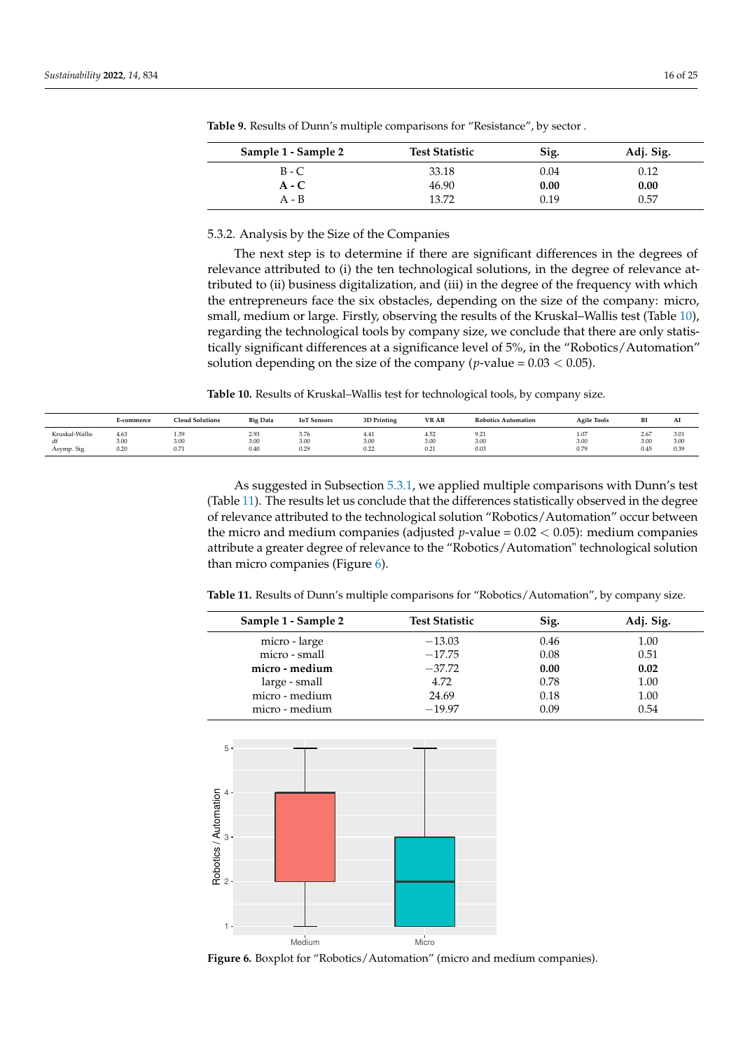**Table 9.** Results of Dunn's multiple comparisons for "Resistance", by sector .

| Sample 1 - Sample 2 | Test Statistic | Sig. | Adj. Sig. |
|---|---|---|---|
| B - C | 33.18 | 0.04 | 0.12 |
| **A - C** | 46.90 | **0.00** | **0.00** |
| A - B | 13.72 | 0.19 | 0.57 |

#### 5.3.2. Analysis by the Size of the Companies

The next step is to determine if there are significant differences in the degrees of relevance attributed to (i) the ten technological solutions, in the degree of relevance attributed to (ii) business digitalization, and (iii) in the degree of the frequency with which the entrepreneurs face the six obstacles, depending on the size of the company: micro, small, medium or large. Firstly, observing the results of the Kruskal–Wallis test (Table 10), regarding the technological tools by company size, we conclude that there are only statistically significant differences at a significance level of 5%, in the "Robotics/Automation" solution depending on the size of the company ($p$-value = $0.03 < 0.05$).

**Table 10.** Results of Kruskal–Wallis test for technological tools, by company size.

| | E-commerce | Cloud Solutions | Big Data | IoT Sensors | 3D Printing | VR AR | Robotics Automation | Agile Tools | BI | AI |
|---|---|---|---|---|---|---|---|---|---|---|
| Kruskal-Wallis | 4.63 | 1.39 | 2.93 | 3.76 | 4.41 | 4.52 | 9.21 | 1.07 | 2.67 | 3.01 |
| df | 3.00 | 3.00 | 3.00 | 3.00 | 3.00 | 3.00 | 3.00 | 3.00 | 3.00 | 3.00 |
| Asymp. Sig. | 0.20 | 0.71 | 0.40 | 0.29 | 0.22 | 0.21 | 0.03 | 0.79 | 0.45 | 0.39 |

As suggested in Subsection 5.3.1, we applied multiple comparisons with Dunn's test (Table 11). The results let us conclude that the differences statistically observed in the degree of relevance attributed to the technological solution "Robotics/Automation" occur between the micro and medium companies (adjusted $p$-value = $0.02 < 0.05$): medium companies attribute a greater degree of relevance to the "Robotics/Automation" technological solution than micro companies (Figure 6).

**Table 11.** Results of Dunn's multiple comparisons for "Robotics/Automation", by company size.

| Sample 1 - Sample 2 | Test Statistic | Sig. | Adj. Sig. |
|---|---|---|---|
| micro - large | −13.03 | 0.46 | 1.00 |
| micro - small | −17.75 | 0.08 | 0.51 |
| **micro - medium** | −37.72 | **0.00** | **0.02** |
| large - small | 4.72 | 0.78 | 1.00 |
| micro - medium | 24.69 | 0.18 | 1.00 |
| micro - medium | −19.97 | 0.09 | 0.54 |

**Figure 6.** Boxplot for "Robotics/Automation" (micro and medium companies).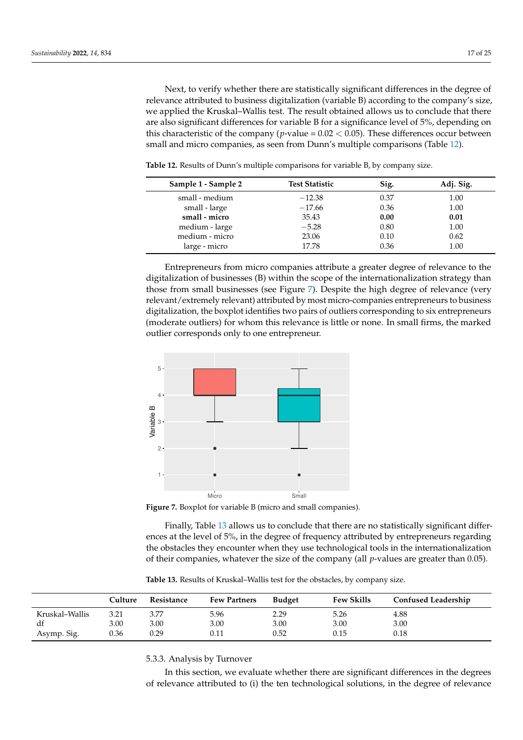Next, to verify whether there are statistically significant differences in the degree of relevance attributed to business digitalization (variable B) according to the company's size, we applied the Kruskal–Wallis test. The result obtained allows us to conclude that there are also significant differences for variable B for a significance level of 5%, depending on this characteristic of the company ($p$-value = 0.02 < 0.05). These differences occur between small and micro companies, as seen from Dunn's multiple comparisons (Table 12).

**Table 12.** Results of Dunn's multiple comparisons for variable B, by company size.

| Sample 1 - Sample 2 | Test Statistic | Sig. | Adj. Sig. |
|---|---|---|---|
| small - medium | −12.38 | 0.37 | 1.00 |
| small - large | −17.66 | 0.36 | 1.00 |
| **small - micro** | 35.43 | **0.00** | **0.01** |
| medium - large | −5.28 | 0.80 | 1.00 |
| medium - micro | 23.06 | 0.10 | 0.62 |
| large - micro | 17.78 | 0.36 | 1.00 |

Entrepreneurs from micro companies attribute a greater degree of relevance to the digitalization of businesses (B) within the scope of the internationalization strategy than those from small businesses (see Figure 7). Despite the high degree of relevance (very relevant/extremely relevant) attributed by most micro-companies entrepreneurs to business digitalization, the boxplot identifies two pairs of outliers corresponding to six entrepreneurs (moderate outliers) for whom this relevance is little or none. In small firms, the marked outlier corresponds only to one entrepreneur.

**Figure 7.** Boxplot for variable B (micro and small companies).

Finally, Table 13 allows us to conclude that there are no statistically significant differences at the level of 5%, in the degree of frequency attributed by entrepreneurs regarding the obstacles they encounter when they use technological tools in the internationalization of their companies, whatever the size of the company (all $p$-values are greater than 0.05).

**Table 13.** Results of Kruskal–Wallis test for the obstacles, by company size.

| | Culture | Resistance | Few Partners | Budget | Few Skills | Confused Leadership |
|---|---|---|---|---|---|---|
| Kruskal–Wallis | 3.21 | 3.77 | 5.96 | 2.29 | 5.26 | 4.88 |
| df | 3.00 | 3.00 | 3.00 | 3.00 | 3.00 | 3.00 |
| Asymp. Sig. | 0.36 | 0.29 | 0.11 | 0.52 | 0.15 | 0.18 |

#### 5.3.3. Analysis by Turnover

In this section, we evaluate whether there are significant differences in the degrees of relevance attributed to (i) the ten technological solutions, in the degree of relevance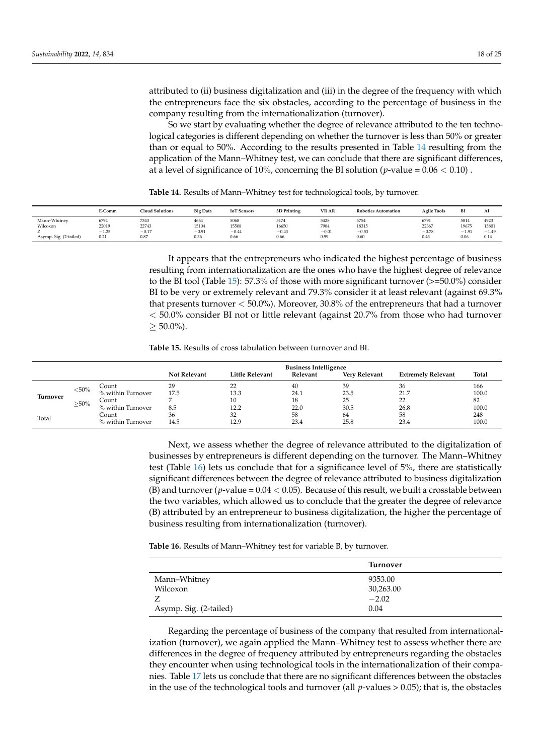attributed to (ii) business digitalization and (iii) in the degree of the frequency with which the entrepreneurs face the six obstacles, according to the percentage of business in the company resulting from the internationalization (turnover).

So we start by evaluating whether the degree of relevance attributed to the ten technological categories is different depending on whether the turnover is less than 50% or greater than or equal to 50%. According to the results presented in Table 14 resulting from the application of the Mann–Whitney test, we can conclude that there are significant differences, at a level of significance of 10%, concerning the BI solution ($p$-value = $0.06 < 0.10$).

**Table 14.** Results of Mann–Whitney test for technological tools, by turnover.

| | E-Comm | Cloud Solutions | Big Data | IoT Sensors | 3D Printing | VR AR | Robotics Automation | Agile Tools | BI | AI |
|---|---|---|---|---|---|---|---|---|---|---|
| Mann–Whitney | 6794 | 7343 | 4664 | 5068 | 5174 | 5428 | 5754 | 6791 | 5814 | 4923 |
| Wilcoxon | 22019 | 22743 | 15104 | 15508 | 16650 | 7984 | 18315 | 22367 | 19675 | 15801 |
| Z | −1.25 | −0.17 | −0.91 | −0.44 | −0.43 | −0.01 | −0.53 | −0.78 | −1.91 | −1.49 |
| Asymp. Sig. (2-tailed) | 0.21 | 0.87 | 0.36 | 0.66 | 0.66 | 0.99 | 0.60 | 0.43 | 0.06 | 0.14 |

It appears that the entrepreneurs who indicated the highest percentage of business resulting from internationalization are the ones who have the highest degree of relevance to the BI tool (Table 15): 57.3% of those with more significant turnover (>=50.0%) consider BI to be very or extremely relevant and 79.3% consider it at least relevant (against 69.3% that presents turnover < 50.0%). Moreover, 30.8% of the entrepreneurs that had a turnover < 50.0% consider BI not or little relevant (against 20.7% from those who had turnover ≥ 50.0%).

**Table 15.** Results of cross tabulation between turnover and BI.

| | | | Business Intelligence | | | | | |
|---|---|---|---|---|---|---|---|---|
| | | | Not Relevant | Little Relevant | Relevant | Very Relevant | Extremely Relevant | Total |
| Turnover | <50% | Count | 29 | 22 | 40 | 39 | 36 | 166 |
| | | % within Turnover | 17.5 | 13.3 | 24.1 | 23.5 | 21.7 | 100.0 |
| | ≥50% | Count | 7 | 10 | 18 | 25 | 22 | 82 |
| | | % within Turnover | 8.5 | 12.2 | 22.0 | 30.5 | 26.8 | 100.0 |
| Total | | Count | 36 | 32 | 58 | 64 | 58 | 248 |
| | | % within Turnover | 14.5 | 12.9 | 23.4 | 25.8 | 23.4 | 100.0 |

Next, we assess whether the degree of relevance attributed to the digitalization of businesses by entrepreneurs is different depending on the turnover. The Mann–Whitney test (Table 16) lets us conclude that for a significance level of 5%, there are statistically significant differences between the degree of relevance attributed to business digitalization (B) and turnover ($p$-value = $0.04 < 0.05$). Because of this result, we built a crosstable between the two variables, which allowed us to conclude that the greater the degree of relevance (B) attributed by an entrepreneur to business digitalization, the higher the percentage of business resulting from internationalization (turnover).

**Table 16.** Results of Mann–Whitney test for variable B, by turnover.

| | Turnover |
|---|---|
| Mann–Whitney | 9353.00 |
| Wilcoxon | 30,263.00 |
| Z | −2.02 |
| Asymp. Sig. (2-tailed) | 0.04 |

Regarding the percentage of business of the company that resulted from internationalization (turnover), we again applied the Mann–Whitney test to assess whether there are differences in the degree of frequency attributed by entrepreneurs regarding the obstacles they encounter when using technological tools in the internationalization of their companies. Table 17 lets us conclude that there are no significant differences between the obstacles in the use of the technological tools and turnover (all $p$-values > 0.05); that is, the obstacles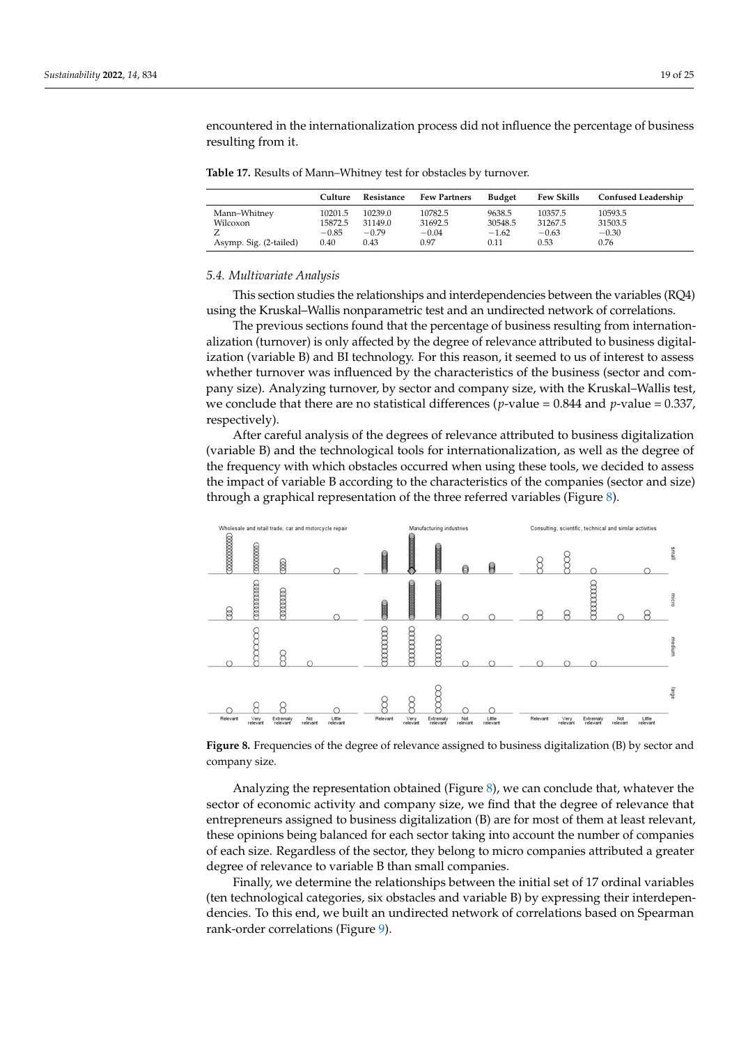encountered in the internationalization process did not influence the percentage of business resulting from it.

**Table 17.** Results of Mann–Whitney test for obstacles by turnover.

| | Culture | Resistance | Few Partners | Budget | Few Skills | Confused Leadership |
|---|---|---|---|---|---|---|
| Mann–Whitney | 10201.5 | 10239.0 | 10782.5 | 9638.5 | 10357.5 | 10593.5 |
| Wilcoxon | 15872.5 | 31149.0 | 31692.5 | 30548.5 | 31267.5 | 31503.5 |
| Z | −0.85 | −0.79 | −0.04 | −1.62 | −0.63 | −0.30 |
| Asymp. Sig. (2-tailed) | 0.40 | 0.43 | 0.97 | 0.11 | 0.53 | 0.76 |

### 5.4. Multivariate Analysis

This section studies the relationships and interdependencies between the variables (RQ4) using the Kruskal–Wallis nonparametric test and an undirected network of correlations.

The previous sections found that the percentage of business resulting from internationalization (turnover) is only affected by the degree of relevance attributed to business digitalization (variable B) and BI technology. For this reason, it seemed to us of interest to assess whether turnover was influenced by the characteristics of the business (sector and company size). Analyzing turnover, by sector and company size, with the Kruskal–Wallis test, we conclude that there are no statistical differences ($p$-value = 0.844 and $p$-value = 0.337, respectively).

After careful analysis of the degrees of relevance attributed to business digitalization (variable B) and the technological tools for internationalization, as well as the degree of the frequency with which obstacles occurred when using these tools, we decided to assess the impact of variable B according to the characteristics of the companies (sector and size) through a graphical representation of the three referred variables (Figure 8).

**Figure 8.** Frequencies of the degree of relevance assigned to business digitalization (B) by sector and company size.

Analyzing the representation obtained (Figure 8), we can conclude that, whatever the sector of economic activity and company size, we find that the degree of relevance that entrepreneurs assigned to business digitalization (B) are for most of them at least relevant, these opinions being balanced for each sector taking into account the number of companies of each size. Regardless of the sector, they belong to micro companies attributed a greater degree of relevance to variable B than small companies.

Finally, we determine the relationships between the initial set of 17 ordinal variables (ten technological categories, six obstacles and variable B) by expressing their interdependencies. To this end, we built an undirected network of correlations based on Spearman rank-order correlations (Figure 9).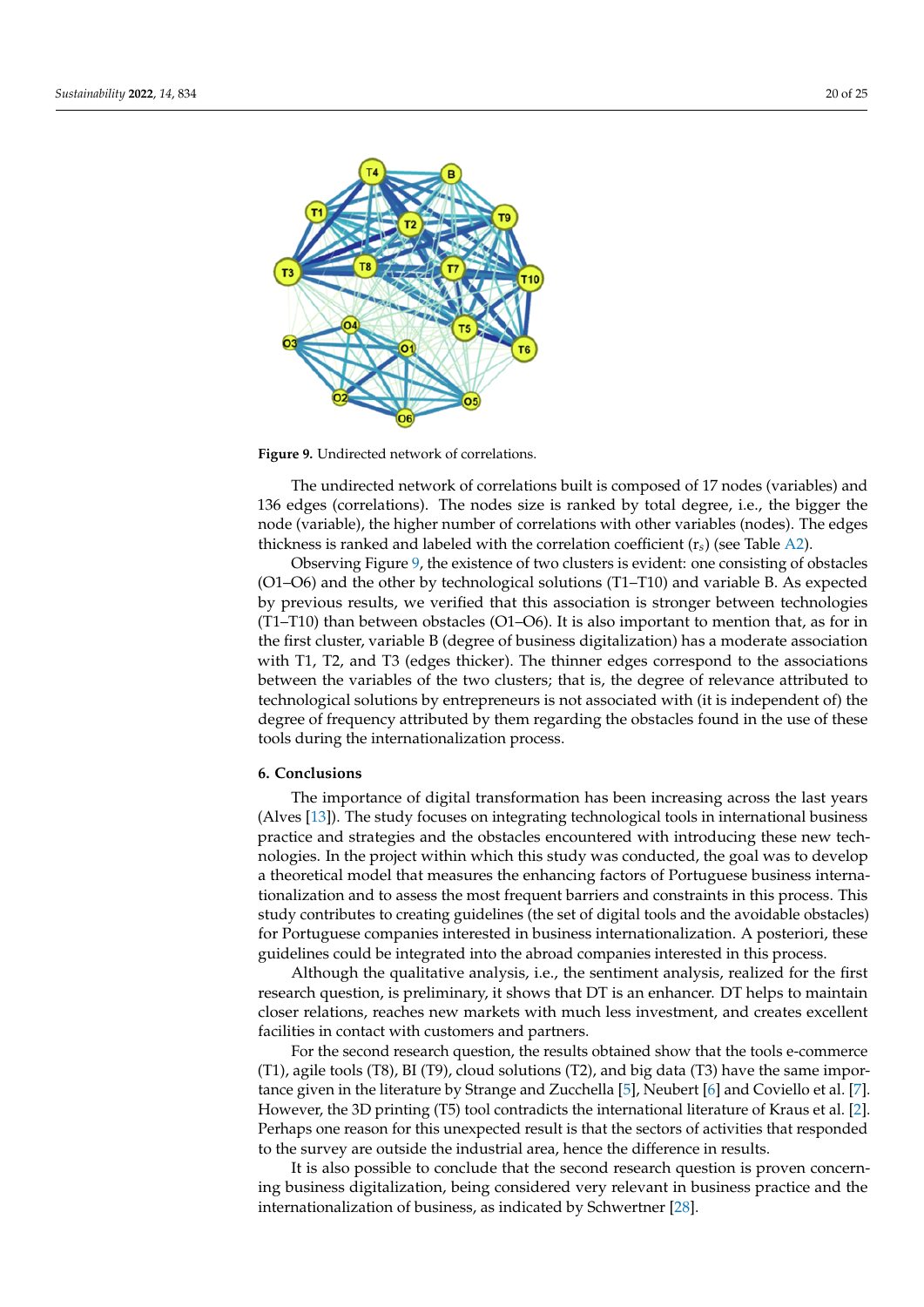**Figure 9.** Undirected network of correlations.

The undirected network of correlations built is composed of 17 nodes (variables) and 136 edges (correlations). The nodes size is ranked by total degree, i.e., the bigger the node (variable), the higher number of correlations with other variables (nodes). The edges thickness is ranked and labeled with the correlation coefficient ($r_s$) (see Table A2).

Observing Figure 9, the existence of two clusters is evident: one consisting of obstacles (O1–O6) and the other by technological solutions (T1–T10) and variable B. As expected by previous results, we verified that this association is stronger between technologies (T1–T10) than between obstacles (O1–O6). It is also important to mention that, as for in the first cluster, variable B (degree of business digitalization) has a moderate association with T1, T2, and T3 (edges thicker). The thinner edges correspond to the associations between the variables of the two clusters; that is, the degree of relevance attributed to technological solutions by entrepreneurs is not associated with (it is independent of) the degree of frequency attributed by them regarding the obstacles found in the use of these tools during the internationalization process.

## 6. Conclusions

The importance of digital transformation has been increasing across the last years (Alves [13]). The study focuses on integrating technological tools in international business practice and strategies and the obstacles encountered with introducing these new technologies. In the project within which this study was conducted, the goal was to develop a theoretical model that measures the enhancing factors of Portuguese business internationalization and to assess the most frequent barriers and constraints in this process. This study contributes to creating guidelines (the set of digital tools and the avoidable obstacles) for Portuguese companies interested in business internationalization. A posteriori, these guidelines could be integrated into the abroad companies interested in this process.

Although the qualitative analysis, i.e., the sentiment analysis, realized for the first research question, is preliminary, it shows that DT is an enhancer. DT helps to maintain closer relations, reaches new markets with much less investment, and creates excellent facilities in contact with customers and partners.

For the second research question, the results obtained show that the tools e-commerce (T1), agile tools (T8), BI (T9), cloud solutions (T2), and big data (T3) have the same importance given in the literature by Strange and Zucchella [5], Neubert [6] and Coviello et al. [7]. However, the 3D printing (T5) tool contradicts the international literature of Kraus et al. [2]. Perhaps one reason for this unexpected result is that the sectors of activities that responded to the survey are outside the industrial area, hence the difference in results.

It is also possible to conclude that the second research question is proven concerning business digitalization, being considered very relevant in business practice and the internationalization of business, as indicated by Schwertner [28].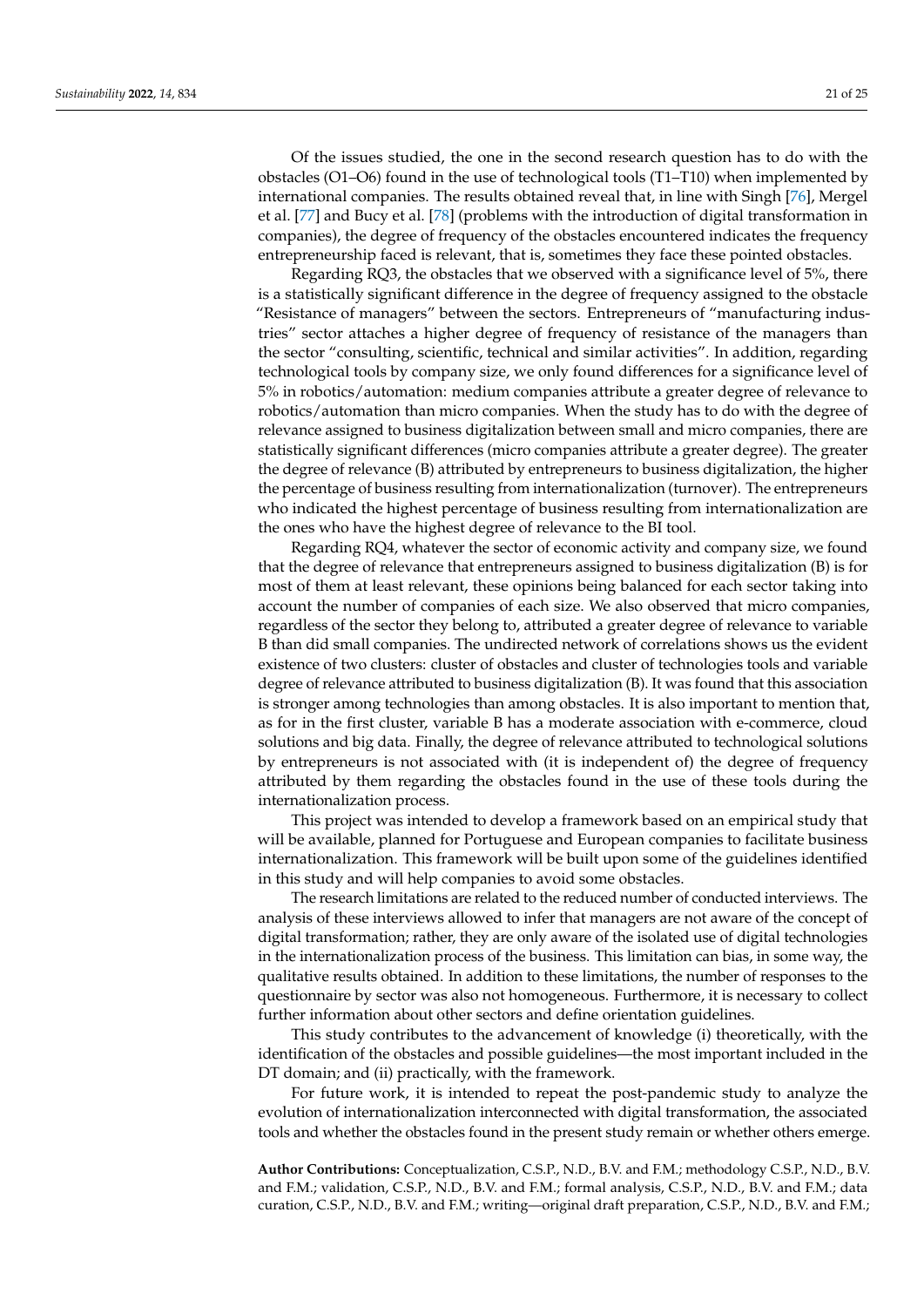Of the issues studied, the one in the second research question has to do with the obstacles (O1–O6) found in the use of technological tools (T1–T10) when implemented by international companies. The results obtained reveal that, in line with Singh [76], Mergel et al. [77] and Bucy et al. [78] (problems with the introduction of digital transformation in companies), the degree of frequency of the obstacles encountered indicates the frequency entrepreneurship faced is relevant, that is, sometimes they face these pointed obstacles.

Regarding RQ3, the obstacles that we observed with a significance level of 5%, there is a statistically significant difference in the degree of frequency assigned to the obstacle "Resistance of managers" between the sectors. Entrepreneurs of "manufacturing industries" sector attaches a higher degree of frequency of resistance of the managers than the sector "consulting, scientific, technical and similar activities". In addition, regarding technological tools by company size, we only found differences for a significance level of 5% in robotics/automation: medium companies attribute a greater degree of relevance to robotics/automation than micro companies. When the study has to do with the degree of relevance assigned to business digitalization between small and micro companies, there are statistically significant differences (micro companies attribute a greater degree). The greater the degree of relevance (B) attributed by entrepreneurs to business digitalization, the higher the percentage of business resulting from internationalization (turnover). The entrepreneurs who indicated the highest percentage of business resulting from internationalization are the ones who have the highest degree of relevance to the BI tool.

Regarding RQ4, whatever the sector of economic activity and company size, we found that the degree of relevance that entrepreneurs assigned to business digitalization (B) is for most of them at least relevant, these opinions being balanced for each sector taking into account the number of companies of each size. We also observed that micro companies, regardless of the sector they belong to, attributed a greater degree of relevance to variable B than did small companies. The undirected network of correlations shows us the evident existence of two clusters: cluster of obstacles and cluster of technologies tools and variable degree of relevance attributed to business digitalization (B). It was found that this association is stronger among technologies than among obstacles. It is also important to mention that, as for in the first cluster, variable B has a moderate association with e-commerce, cloud solutions and big data. Finally, the degree of relevance attributed to technological solutions by entrepreneurs is not associated with (it is independent of) the degree of frequency attributed by them regarding the obstacles found in the use of these tools during the internationalization process.

This project was intended to develop a framework based on an empirical study that will be available, planned for Portuguese and European companies to facilitate business internationalization. This framework will be built upon some of the guidelines identified in this study and will help companies to avoid some obstacles.

The research limitations are related to the reduced number of conducted interviews. The analysis of these interviews allowed to infer that managers are not aware of the concept of digital transformation; rather, they are only aware of the isolated use of digital technologies in the internationalization process of the business. This limitation can bias, in some way, the qualitative results obtained. In addition to these limitations, the number of responses to the questionnaire by sector was also not homogeneous. Furthermore, it is necessary to collect further information about other sectors and define orientation guidelines.

This study contributes to the advancement of knowledge (i) theoretically, with the identification of the obstacles and possible guidelines—the most important included in the DT domain; and (ii) practically, with the framework.

For future work, it is intended to repeat the post-pandemic study to analyze the evolution of internationalization interconnected with digital transformation, the associated tools and whether the obstacles found in the present study remain or whether others emerge.

**Author Contributions:** Conceptualization, C.S.P., N.D., B.V. and F.M.; methodology C.S.P., N.D., B.V. and F.M.; validation, C.S.P., N.D., B.V. and F.M.; formal analysis, C.S.P., N.D., B.V. and F.M.; data curation, C.S.P., N.D., B.V. and F.M.; writing—original draft preparation, C.S.P., N.D., B.V. and F.M.;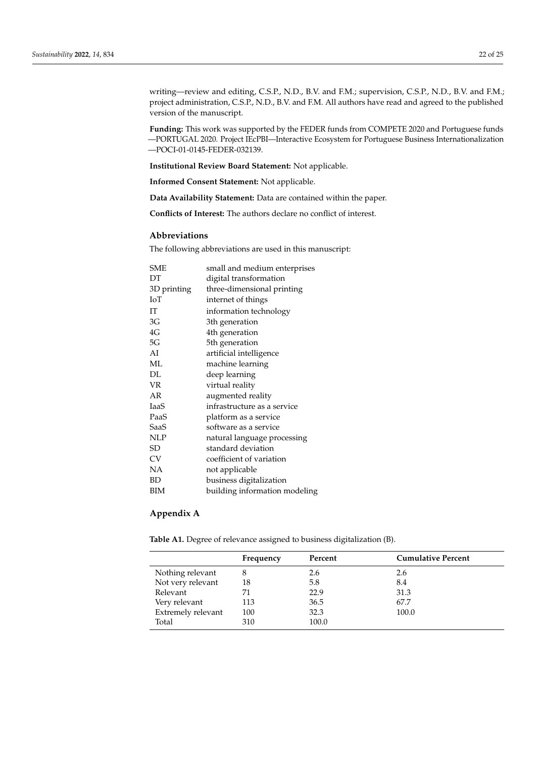writing—review and editing, C.S.P., N.D., B.V. and F.M.; supervision, C.S.P., N.D., B.V. and F.M.; project administration, C.S.P., N.D., B.V. and F.M. All authors have read and agreed to the published version of the manuscript.

**Funding:** This work was supported by the FEDER funds from COMPETE 2020 and Portuguese funds—PORTUGAL 2020. Project IEcPBI—Interactive Ecosystem for Portuguese Business Internationalization—POCI-01-0145-FEDER-032139.

**Institutional Review Board Statement:** Not applicable.

**Informed Consent Statement:** Not applicable.

**Data Availability Statement:** Data are contained within the paper.

**Conflicts of Interest:** The authors declare no conflict of interest.

## Abbreviations

The following abbreviations are used in this manuscript:

| | |
|---|---|
| SME | small and medium enterprises |
| DT | digital transformation |
| 3D printing | three-dimensional printing |
| IoT | internet of things |
| IT | information technology |
| 3G | 3th generation |
| 4G | 4th generation |
| 5G | 5th generation |
| AI | artificial intelligence |
| ML | machine learning |
| DL | deep learning |
| VR | virtual reality |
| AR | augmented reality |
| IaaS | infrastructure as a service |
| PaaS | platform as a service |
| SaaS | software as a service |
| NLP | natural language processing |
| SD | standard deviation |
| CV | coefficient of variation |
| NA | not applicable |
| BD | business digitalization |
| BIM | building information modeling |

## Appendix A

**Table A1.** Degree of relevance assigned to business digitalization (B).

| | Frequency | Percent | Cumulative Percent |
|---|---|---|---|
| Nothing relevant | 8 | 2.6 | 2.6 |
| Not very relevant | 18 | 5.8 | 8.4 |
| Relevant | 71 | 22.9 | 31.3 |
| Very relevant | 113 | 36.5 | 67.7 |
| Extremely relevant | 100 | 32.3 | 100.0 |
| Total | 310 | 100.0 | |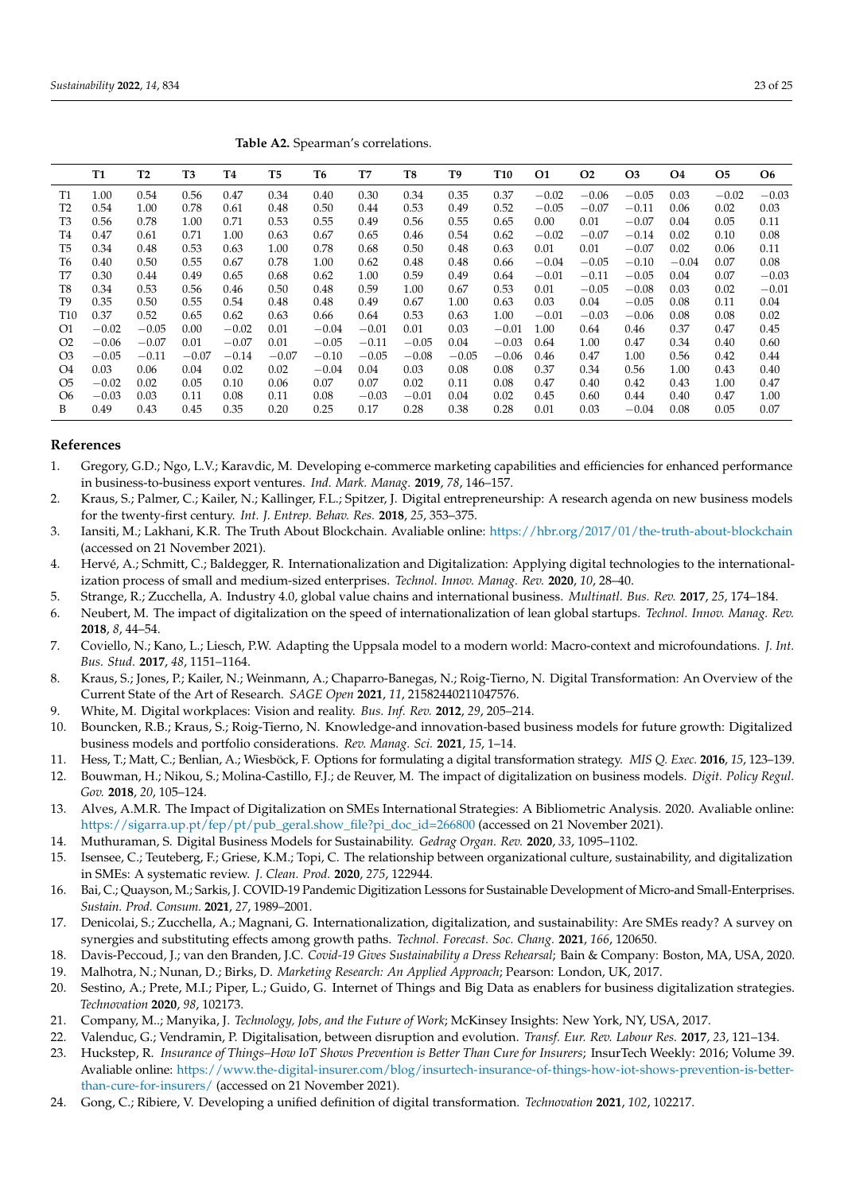**Table A2.** Spearman's correlations.

| | T1 | T2 | T3 | T4 | T5 | T6 | T7 | T8 | T9 | T10 | O1 | O2 | O3 | O4 | O5 | O6 |
|---|---|---|---|---|---|---|---|---|---|---|---|---|---|---|---|---|
| T1 | 1.00 | 0.54 | 0.56 | 0.47 | 0.34 | 0.40 | 0.30 | 0.34 | 0.35 | 0.37 | −0.02 | −0.06 | −0.05 | 0.03 | −0.02 | −0.03 |
| T2 | 0.54 | 1.00 | 0.78 | 0.61 | 0.48 | 0.50 | 0.44 | 0.53 | 0.49 | 0.52 | −0.05 | −0.07 | −0.11 | 0.06 | 0.02 | 0.03 |
| T3 | 0.56 | 0.78 | 1.00 | 0.71 | 0.53 | 0.55 | 0.49 | 0.56 | 0.55 | 0.65 | 0.00 | 0.01 | −0.07 | 0.04 | 0.05 | 0.11 |
| T4 | 0.47 | 0.61 | 0.71 | 1.00 | 0.63 | 0.67 | 0.65 | 0.46 | 0.54 | 0.62 | −0.02 | −0.07 | −0.14 | 0.02 | 0.10 | 0.08 |
| T5 | 0.34 | 0.48 | 0.53 | 0.63 | 1.00 | 0.78 | 0.68 | 0.50 | 0.48 | 0.63 | 0.01 | 0.01 | −0.07 | 0.02 | 0.06 | 0.11 |
| T6 | 0.40 | 0.50 | 0.55 | 0.67 | 0.78 | 1.00 | 0.62 | 0.48 | 0.48 | 0.66 | −0.04 | −0.05 | −0.10 | −0.04 | 0.07 | 0.08 |
| T7 | 0.30 | 0.44 | 0.49 | 0.65 | 0.68 | 0.62 | 1.00 | 0.59 | 0.49 | 0.64 | −0.01 | −0.11 | −0.05 | 0.04 | 0.07 | −0.03 |
| T8 | 0.34 | 0.53 | 0.56 | 0.46 | 0.50 | 0.48 | 0.59 | 1.00 | 0.67 | 0.53 | 0.01 | −0.05 | −0.08 | 0.03 | 0.02 | −0.01 |
| T9 | 0.35 | 0.50 | 0.55 | 0.54 | 0.48 | 0.48 | 0.49 | 0.67 | 1.00 | 0.63 | 0.03 | 0.04 | −0.05 | 0.08 | 0.11 | 0.04 |
| T10 | 0.37 | 0.52 | 0.65 | 0.62 | 0.63 | 0.66 | 0.64 | 0.53 | 0.63 | 1.00 | −0.01 | −0.03 | −0.06 | 0.08 | 0.08 | 0.02 |
| O1 | −0.02 | −0.05 | 0.00 | −0.02 | 0.01 | −0.04 | −0.01 | 0.01 | 0.03 | −0.01 | 1.00 | 0.64 | 0.46 | 0.37 | 0.47 | 0.45 |
| O2 | −0.06 | −0.07 | 0.01 | −0.07 | 0.01 | −0.05 | −0.11 | −0.05 | 0.04 | −0.03 | 0.64 | 1.00 | 0.47 | 0.34 | 0.40 | 0.60 |
| O3 | −0.05 | −0.11 | −0.07 | −0.14 | −0.07 | −0.10 | −0.05 | −0.08 | −0.05 | −0.06 | 0.46 | 0.47 | 1.00 | 0.56 | 0.42 | 0.44 |
| O4 | 0.03 | 0.06 | 0.04 | 0.02 | 0.02 | −0.04 | 0.04 | 0.03 | 0.08 | 0.08 | 0.37 | 0.34 | 0.56 | 1.00 | 0.43 | 0.40 |
| O5 | −0.02 | 0.02 | 0.05 | 0.10 | 0.06 | 0.07 | 0.07 | 0.02 | 0.11 | 0.08 | 0.47 | 0.40 | 0.42 | 0.43 | 1.00 | 0.47 |
| O6 | −0.03 | 0.03 | 0.11 | 0.08 | 0.11 | 0.08 | −0.03 | −0.01 | 0.04 | 0.02 | 0.45 | 0.60 | 0.44 | 0.40 | 0.47 | 1.00 |
| B | 0.49 | 0.43 | 0.45 | 0.35 | 0.20 | 0.25 | 0.17 | 0.28 | 0.38 | 0.28 | 0.01 | 0.03 | −0.04 | 0.08 | 0.05 | 0.07 |

## References

1. Gregory, G.D.; Ngo, L.V.; Karavdic, M. Developing e-commerce marketing capabilities and efficiencies for enhanced performance in business-to-business export ventures. *Ind. Mark. Manag.* **2019**, *78*, 146–157.
2. Kraus, S.; Palmer, C.; Kailer, N.; Kallinger, F.L.; Spitzer, J. Digital entrepreneurship: A research agenda on new business models for the twenty-first century. *Int. J. Entrep. Behav. Res.* **2018**, *25*, 353–375.
3. Iansiti, M.; Lakhani, K.R. The Truth About Blockchain. Avaliable online: https://hbr.org/2017/01/the-truth-about-blockchain (accessed on 21 November 2021).
4. Hervé, A.; Schmitt, C.; Baldegger, R. Internationalization and Digitalization: Applying digital technologies to the internationalization process of small and medium-sized enterprises. *Technol. Innov. Manag. Rev.* **2020**, *10*, 28–40.
5. Strange, R.; Zucchella, A. Industry 4.0, global value chains and international business. *Multinatl. Bus. Rev.* **2017**, *25*, 174–184.
6. Neubert, M. The impact of digitalization on the speed of internationalization of lean global startups. *Technol. Innov. Manag. Rev.* **2018**, *8*, 44–54.
7. Coviello, N.; Kano, L.; Liesch, P.W. Adapting the Uppsala model to a modern world: Macro-context and microfoundations. *J. Int. Bus. Stud.* **2017**, *48*, 1151–1164.
8. Kraus, S.; Jones, P.; Kailer, N.; Weinmann, A.; Chaparro-Banegas, N.; Roig-Tierno, N. Digital Transformation: An Overview of the Current State of the Art of Research. *SAGE Open* **2021**, *11*, 21582440211047576.
9. White, M. Digital workplaces: Vision and reality. *Bus. Inf. Rev.* **2012**, *29*, 205–214.
10. Bouncken, R.B.; Kraus, S.; Roig-Tierno, N. Knowledge-and innovation-based business models for future growth: Digitalized business models and portfolio considerations. *Rev. Manag. Sci.* **2021**, *15*, 1–14.
11. Hess, T.; Matt, C.; Benlian, A.; Wiesböck, F. Options for formulating a digital transformation strategy. *MIS Q. Exec.* **2016**, *15*, 123–139.
12. Bouwman, H.; Nikou, S.; Molina-Castillo, F.J.; de Reuver, M. The impact of digitalization on business models. *Digit. Policy Regul. Gov.* **2018**, *20*, 105–124.
13. Alves, A.M.R. The Impact of Digitalization on SMEs International Strategies: A Bibliometric Analysis. 2020. Avaliable online: https://sigarra.up.pt/fep/pt/pub_geral.show_file?pi_doc_id=266800 (accessed on 21 November 2021).
14. Muthuraman, S. Digital Business Models for Sustainability. *Gedrag Organ. Rev.* **2020**, *33*, 1095–1102.
15. Isensee, C.; Teuteberg, F.; Griese, K.M.; Topi, C. The relationship between organizational culture, sustainability, and digitalization in SMEs: A systematic review. *J. Clean. Prod.* **2020**, *275*, 122944.
16. Bai, C.; Quayson, M.; Sarkis, J. COVID-19 Pandemic Digitization Lessons for Sustainable Development of Micro-and Small-Enterprises. *Sustain. Prod. Consum.* **2021**, *27*, 1989–2001.
17. Denicolai, S.; Zucchella, A.; Magnani, G. Internationalization, digitalization, and sustainability: Are SMEs ready? A survey on synergies and substituting effects among growth paths. *Technol. Forecast. Soc. Chang.* **2021**, *166*, 120650.
18. Davis-Peccoud, J.; van den Branden, J.C. *Covid-19 Gives Sustainability a Dress Rehearsal*; Bain & Company: Boston, MA, USA, 2020.
19. Malhotra, N.; Nunan, D.; Birks, D. *Marketing Research: An Applied Approach*; Pearson: London, UK, 2017.
20. Sestino, A.; Prete, M.I.; Piper, L.; Guido, G. Internet of Things and Big Data as enablers for business digitalization strategies. *Technovation* **2020**, *98*, 102173.
21. Company, M..; Manyika, J. *Technology, Jobs, and the Future of Work*; McKinsey Insights: New York, NY, USA, 2017.
22. Valenduc, G.; Vendramin, P. Digitalisation, between disruption and evolution. *Transf. Eur. Rev. Labour Res.* **2017**, *23*, 121–134.
23. Huckstep, R. *Insurance of Things–How IoT Shows Prevention is Better Than Cure for Insurers*; InsurTech Weekly: 2016; Volume 39. Avaliable online: https://www.the-digital-insurer.com/blog/insurtech-insurance-of-things-how-iot-shows-prevention-is-better-than-cure-for-insurers/ (accessed on 21 November 2021).
24. Gong, C.; Ribiere, V. Developing a unified definition of digital transformation. *Technovation* **2021**, *102*, 102217.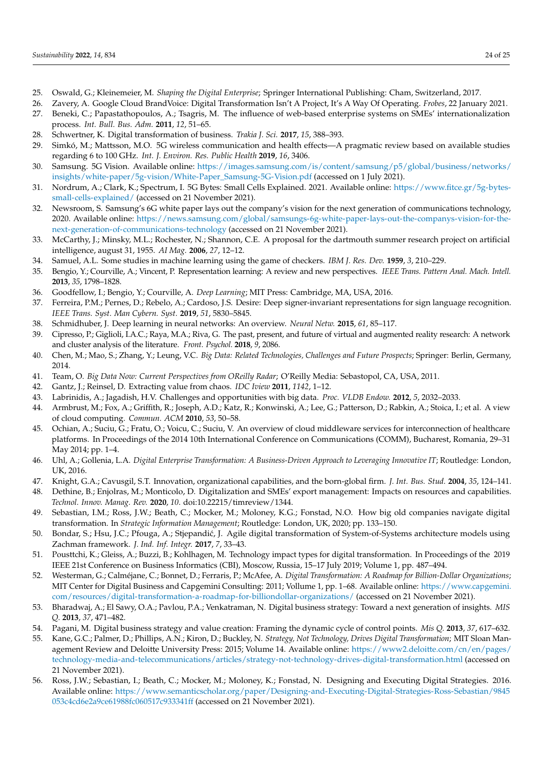25. Oswald, G.; Kleinemeier, M. *Shaping the Digital Enterprise*; Springer International Publishing: Cham, Switzerland, 2017.
26. Zavery, A. Google Cloud BrandVoice: Digital Transformation Isn't A Project, It's A Way Of Operating. *Frobes*, 22 January 2021.
27. Beneki, C.; Papastathopoulos, A.; Tsagris, M. The influence of web-based enterprise systems on SMEs' internationalization process. *Int. Bull. Bus. Adm.* **2011**, *12*, 51–65.
28. Schwertner, K. Digital transformation of business. *Trakia J. Sci.* **2017**, *15*, 388–393.
29. Simkó, M.; Mattsson, M.O. 5G wireless communication and health effects—A pragmatic review based on available studies regarding 6 to 100 GHz. *Int. J. Environ. Res. Public Health* **2019**, *16*, 3406.
30. Samsung. 5G Vision. Available online: https://images.samsung.com/is/content/samsung/p5/global/business/networks/insights/white-paper/5g-vision/White-Paper_Samsung-5G-Vision.pdf (accessed on 1 July 2021).
31. Nordrum, A.; Clark, K.; Spectrum, I. 5G Bytes: Small Cells Explained. 2021. Available online: https://www.fitce.gr/5g-bytes-small-cells-explained/ (accessed on 21 November 2021).
32. Newsroom, S. Samsung's 6G white paper lays out the company's vision for the next generation of communications technology, 2020. Available online: https://news.samsung.com/global/samsungs-6g-white-paper-lays-out-the-companys-vision-for-the-next-generation-of-communications-technology (accessed on 21 November 2021).
33. McCarthy, J.; Minsky, M.L.; Rochester, N.; Shannon, C.E. A proposal for the dartmouth summer research project on artificial intelligence, august 31, 1955. *AI Mag.* **2006**, *27*, 12–12.
34. Samuel, A.L. Some studies in machine learning using the game of checkers. *IBM J. Res. Dev.* **1959**, *3*, 210–229.
35. Bengio, Y.; Courville, A.; Vincent, P. Representation learning: A review and new perspectives. *IEEE Trans. Pattern Anal. Mach. Intell.* **2013**, *35*, 1798–1828.
36. Goodfellow, I.; Bengio, Y.; Courville, A. *Deep Learning*; MIT Press: Cambridge, MA, USA, 2016.
37. Ferreira, P.M.; Pernes, D.; Rebelo, A.; Cardoso, J.S. Desire: Deep signer-invariant representations for sign language recognition. *IEEE Trans. Syst. Man Cybern. Syst.* **2019**, *51*, 5830–5845.
38. Schmidhuber, J. Deep learning in neural networks: An overview. *Neural Netw.* **2015**, *61*, 85–117.
39. Cipresso, P.; Giglioli, I.A.C.; Raya, M.A.; Riva, G. The past, present, and future of virtual and augmented reality research: A network and cluster analysis of the literature. *Front. Psychol.* **2018**, *9*, 2086.
40. Chen, M.; Mao, S.; Zhang, Y.; Leung, V.C. *Big Data: Related Technologies, Challenges and Future Prospects*; Springer: Berlin, Germany, 2014.
41. Team, O. *Big Data Now: Current Perspectives from OReilly Radar*; O'Reilly Media: Sebastopol, CA, USA, 2011.
42. Gantz, J.; Reinsel, D. Extracting value from chaos. *IDC Iview* **2011**, *1142*, 1–12.
43. Labrinidis, A.; Jagadish, H.V. Challenges and opportunities with big data. *Proc. VLDB Endow.* **2012**, *5*, 2032–2033.
44. Armbrust, M.; Fox, A.; Griffith, R.; Joseph, A.D.; Katz, R.; Konwinski, A.; Lee, G.; Patterson, D.; Rabkin, A.; Stoica, I.; et al. A view of cloud computing. *Commun. ACM* **2010**, *53*, 50–58.
45. Ochian, A.; Suciu, G.; Fratu, O.; Voicu, C.; Suciu, V. An overview of cloud middleware services for interconnection of healthcare platforms. In Proceedings of the 2014 10th International Conference on Communications (COMM), Bucharest, Romania, 29–31 May 2014; pp. 1–4.
46. Uhl, A.; Gollenia, L.A. *Digital Enterprise Transformation: A Business-Driven Approach to Leveraging Innovative IT*; Routledge: London, UK, 2016.
47. Knight, G.A.; Cavusgil, S.T. Innovation, organizational capabilities, and the born-global firm. *J. Int. Bus. Stud.* **2004**, *35*, 124–141.
48. Dethine, B.; Enjolras, M.; Monticolo, D. Digitalization and SMEs' export management: Impacts on resources and capabilities. *Technol. Innov. Manag. Rev.* **2020**, *10*. doi:10.22215/timreview/1344.
49. Sebastian, I.M.; Ross, J.W.; Beath, C.; Mocker, M.; Moloney, K.G.; Fonstad, N.O. How big old companies navigate digital transformation. In *Strategic Information Management*; Routledge: London, UK, 2020; pp. 133–150.
50. Bondar, S.; Hsu, J.C.; Pfouga, A.; Stjepandić, J. Agile digital transformation of System-of-Systems architecture models using Zachman framework. *J. Ind. Inf. Integr.* **2017**, *7*, 33–43.
51. Pousttchi, K.; Gleiss, A.; Buzzi, B.; Kohlhagen, M. Technology impact types for digital transformation. In Proceedings of the 2019 IEEE 21st Conference on Business Informatics (CBI), Moscow, Russia, 15–17 July 2019; Volume 1, pp. 487–494.
52. Westerman, G.; Calméjane, C.; Bonnet, D.; Ferraris, P.; McAfee, A. *Digital Transformation: A Roadmap for Billion-Dollar Organizations*; MIT Center for Digital Business and Capgemini Consulting: 2011; Vollume 1, pp. 1–68. Available online: https://www.capgemini.com/resources/digital-transformation-a-roadmap-for-billiondollar-organizations/ (accessed on 21 November 2021).
53. Bharadwaj, A.; El Sawy, O.A.; Pavlou, P.A.; Venkatraman, N. Digital business strategy: Toward a next generation of insights. *MIS Q.* **2013**, *37*, 471–482.
54. Pagani, M. Digital business strategy and value creation: Framing the dynamic cycle of control points. *Mis Q.* **2013**, *37*, 617–632.
55. Kane, G.C.; Palmer, D.; Phillips, A.N.; Kiron, D.; Buckley, N. *Strategy, Not Technology, Drives Digital Transformation*; MIT Sloan Management Review and Deloitte University Press: 2015; Volume 14. Available online: https://www2.deloitte.com/cn/en/pages/technology-media-and-telecommunications/articles/strategy-not-technology-drives-digital-transformation.html (accessed on 21 November 2021).
56. Ross, J.W.; Sebastian, I.; Beath, C.; Mocker, M.; Moloney, K.; Fonstad, N. Designing and Executing Digital Strategies. 2016. Available online: https://www.semanticscholar.org/paper/Designing-and-Executing-Digital-Strategies-Ross-Sebastian/9845053c4cd6e2a9ce61988fc060517c933341ff (accessed on 21 November 2021).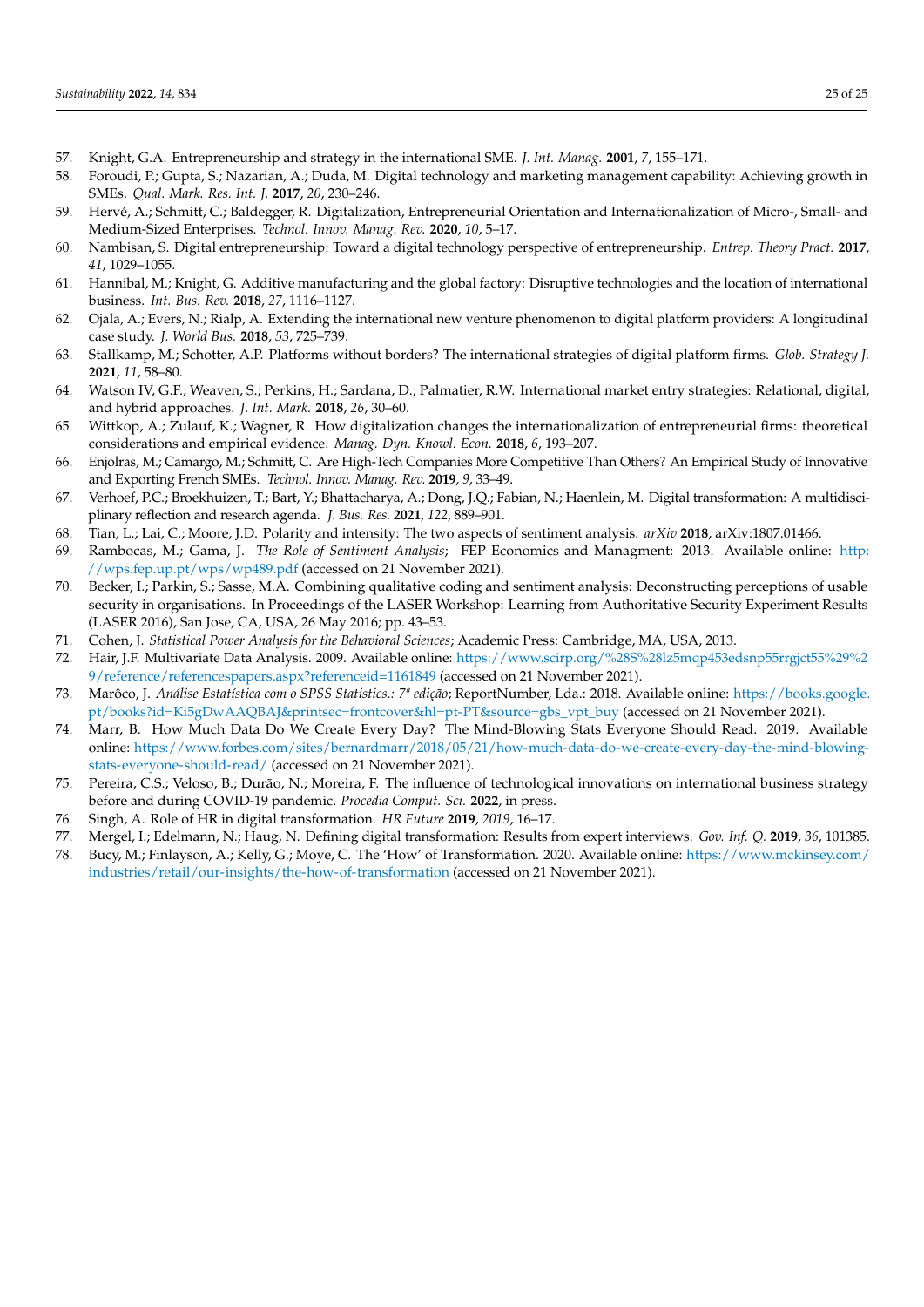57. Knight, G.A. Entrepreneurship and strategy in the international SME. *J. Int. Manag.* **2001**, *7*, 155–171.
58. Foroudi, P.; Gupta, S.; Nazarian, A.; Duda, M. Digital technology and marketing management capability: Achieving growth in SMEs. *Qual. Mark. Res. Int. J.* **2017**, *20*, 230–246.
59. Hervé, A.; Schmitt, C.; Baldegger, R. Digitalization, Entrepreneurial Orientation and Internationalization of Micro-, Small- and Medium-Sized Enterprises. *Technol. Innov. Manag. Rev.* **2020**, *10*, 5–17.
60. Nambisan, S. Digital entrepreneurship: Toward a digital technology perspective of entrepreneurship. *Entrep. Theory Pract.* **2017**, *41*, 1029–1055.
61. Hannibal, M.; Knight, G. Additive manufacturing and the global factory: Disruptive technologies and the location of international business. *Int. Bus. Rev.* **2018**, *27*, 1116–1127.
62. Ojala, A.; Evers, N.; Rialp, A. Extending the international new venture phenomenon to digital platform providers: A longitudinal case study. *J. World Bus.* **2018**, *53*, 725–739.
63. Stallkamp, M.; Schotter, A.P. Platforms without borders? The international strategies of digital platform firms. *Glob. Strategy J.* **2021**, *11*, 58–80.
64. Watson IV, G.F.; Weaven, S.; Perkins, H.; Sardana, D.; Palmatier, R.W. International market entry strategies: Relational, digital, and hybrid approaches. *J. Int. Mark.* **2018**, *26*, 30–60.
65. Wittkop, A.; Zulauf, K.; Wagner, R. How digitalization changes the internationalization of entrepreneurial firms: theoretical considerations and empirical evidence. *Manag. Dyn. Knowl. Econ.* **2018**, *6*, 193–207.
66. Enjolras, M.; Camargo, M.; Schmitt, C. Are High-Tech Companies More Competitive Than Others? An Empirical Study of Innovative and Exporting French SMEs. *Technol. Innov. Manag. Rev.* **2019**, *9*, 33–49.
67. Verhoef, P.C.; Broekhuizen, T.; Bart, Y.; Bhattacharya, A.; Dong, J.Q.; Fabian, N.; Haenlein, M. Digital transformation: A multidisciplinary reflection and research agenda. *J. Bus. Res.* **2021**, *122*, 889–901.
68. Tian, L.; Lai, C.; Moore, J.D. Polarity and intensity: The two aspects of sentiment analysis. *arXiv* **2018**, arXiv:1807.01466.
69. Rambocas, M.; Gama, J. *The Role of Sentiment Analysis*; FEP Economics and Managment: 2013. Available online: http://wps.fep.up.pt/wps/wp489.pdf (accessed on 21 November 2021).
70. Becker, I.; Parkin, S.; Sasse, M.A. Combining qualitative coding and sentiment analysis: Deconstructing perceptions of usable security in organisations. In Proceedings of the LASER Workshop: Learning from Authoritative Security Experiment Results (LASER 2016), San Jose, CA, USA, 26 May 2016; pp. 43–53.
71. Cohen, J. *Statistical Power Analysis for the Behavioral Sciences*; Academic Press: Cambridge, MA, USA, 2013.
72. Hair, J.F. Multivariate Data Analysis. 2009. Available online: https://www.scirp.org/%28S%28lz5mqp453edsnp55rrgjct55%29%29/reference/referencespapers.aspx?referenceid=1161849 (accessed on 21 November 2021).
73. Marôco, J. *Análise Estatística com o SPSS Statistics.: 7ª edição*; ReportNumber, Lda.: 2018. Available online: https://books.google.pt/books?id=Ki5gDwAAQBAJ&printsec=frontcover&hl=pt-PT&source=gbs_vpt_buy (accessed on 21 November 2021).
74. Marr, B. How Much Data Do We Create Every Day? The Mind-Blowing Stats Everyone Should Read. 2019. Available online: https://www.forbes.com/sites/bernardmarr/2018/05/21/how-much-data-do-we-create-every-day-the-mind-blowing-stats-everyone-should-read/ (accessed on 21 November 2021).
75. Pereira, C.S.; Veloso, B.; Durão, N.; Moreira, F. The influence of technological innovations on international business strategy before and during COVID-19 pandemic. *Procedia Comput. Sci.* **2022**, in press.
76. Singh, A. Role of HR in digital transformation. *HR Future* **2019**, *2019*, 16–17.
77. Mergel, I.; Edelmann, N.; Haug, N. Defining digital transformation: Results from expert interviews. *Gov. Inf. Q.* **2019**, *36*, 101385.
78. Bucy, M.; Finlayson, A.; Kelly, G.; Moye, C. The 'How' of Transformation. 2020. Available online: https://www.mckinsey.com/industries/retail/our-insights/the-how-of-transformation (accessed on 21 November 2021).